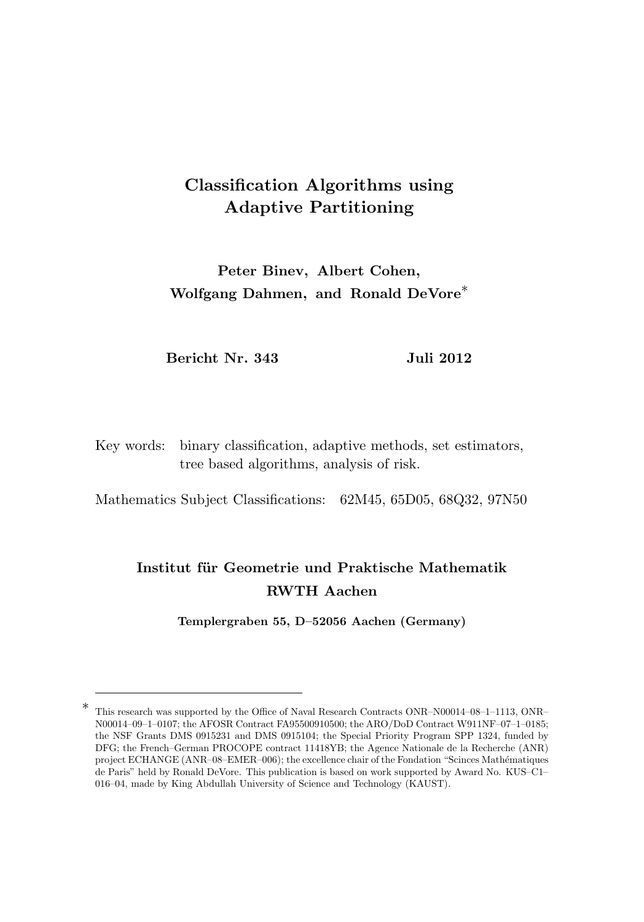# Classification Algorithms using Adaptive Partitioning

**Peter Binev, Albert Cohen, Wolfgang Dahmen, and Ronald DeVore***

**Bericht Nr. 343 Juli 2012**

Key words: binary classification, adaptive methods, set estimators, tree based algorithms, analysis of risk.

Mathematics Subject Classifications: 62M45, 65D05, 68Q32, 97N50

**Institut für Geometrie und Praktische Mathematik**
**RWTH Aachen**

**Templergraben 55, D–52056 Aachen (Germany)**

---

* This research was supported by the Office of Naval Research Contracts ONR–N00014–08–1–1113, ONR–N00014–09–1–0107; the AFOSR Contract FA95500910500; the ARO/DoD Contract W911NF–07–1–0185; the NSF Grants DMS 0915231 and DMS 0915104; the Special Priority Program SPP 1324, funded by DFG; the French–German PROCOPE contract 11418YB; the Agence Nationale de la Recherche (ANR) project ECHANGE (ANR–08–EMER–006); the excellence chair of the Fondation "Scinces Mathématiques de Paris" held by Ronald DeVore. This publication is based on work supported by Award No. KUS–C1–016–04, made by King Abdullah University of Science and Technology (KAUST).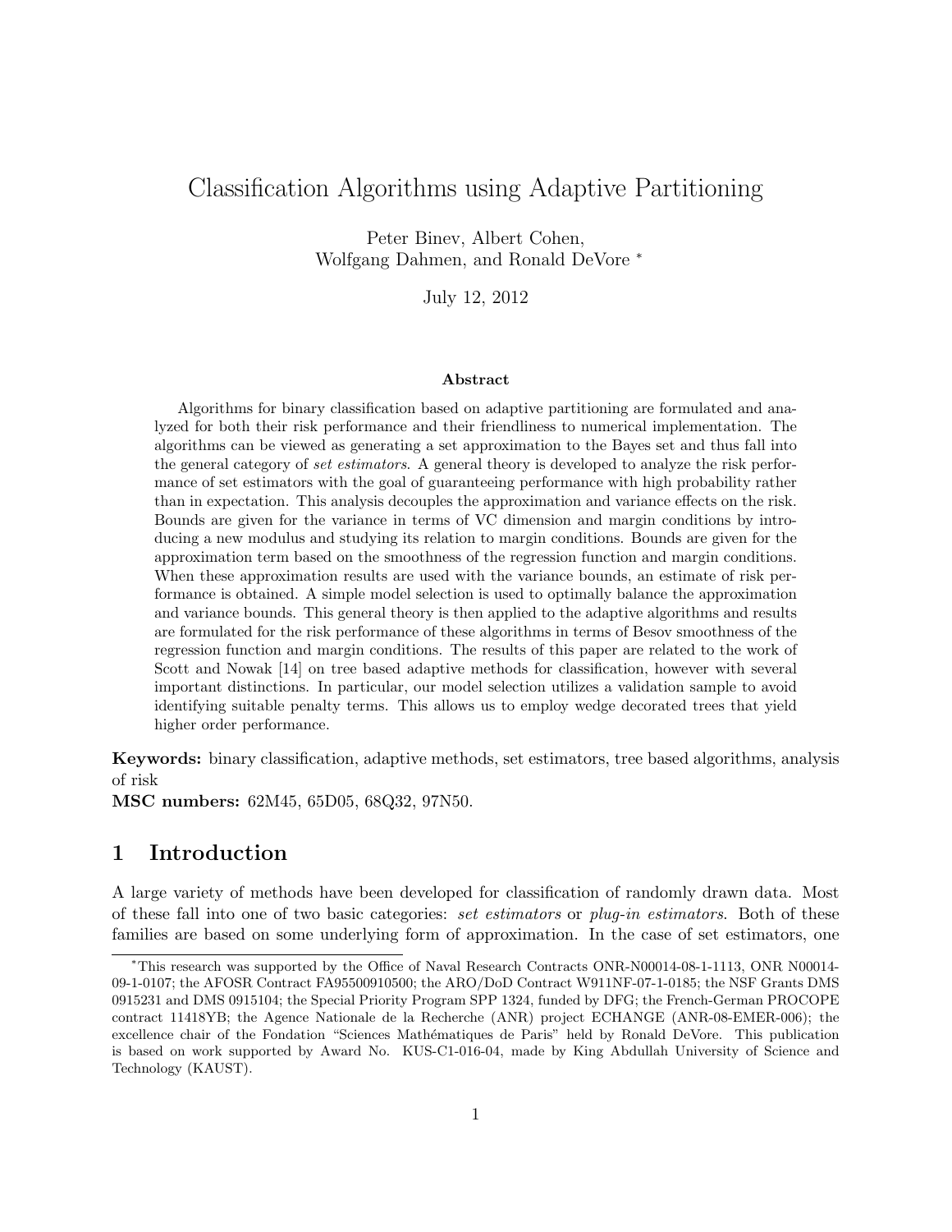#  Classification Algorithms using Adaptive Partitioning

Peter Binev, Albert Cohen,
Wolfgang Dahmen, and Ronald DeVore *

July 12, 2012

### Abstract

Algorithms for binary classification based on adaptive partitioning are formulated and analyzed for both their risk performance and their friendliness to numerical implementation. The algorithms can be viewed as generating a set approximation to the Bayes set and thus fall into the general category of *set estimators*. A general theory is developed to analyze the risk performance of set estimators with the goal of guaranteeing performance with high probability rather than in expectation. This analysis decouples the approximation and variance effects on the risk. Bounds are given for the variance in terms of VC dimension and margin conditions by introducing a new modulus and studying its relation to margin conditions. Bounds are given for the approximation term based on the smoothness of the regression function and margin conditions. When these approximation results are used with the variance bounds, an estimate of risk performance is obtained. A simple model selection is used to optimally balance the approximation and variance bounds. This general theory is then applied to the adaptive algorithms and results are formulated for the risk performance of these algorithms in terms of Besov smoothness of the regression function and margin conditions. The results of this paper are related to the work of Scott and Nowak [14] on tree based adaptive methods for classification, however with several important distinctions. In particular, our model selection utilizes a validation sample to avoid identifying suitable penalty terms. This allows us to employ wedge decorated trees that yield higher order performance.

**Keywords:** binary classification, adaptive methods, set estimators, tree based algorithms, analysis of risk

**MSC numbers:** 62M45, 65D05, 68Q32, 97N50.

## 1 Introduction

A large variety of methods have been developed for classification of randomly drawn data. Most of these fall into one of two basic categories: *set estimators* or *plug-in estimators*. Both of these families are based on some underlying form of approximation. In the case of set estimators, one

*This research was supported by the Office of Naval Research Contracts ONR-N00014-08-1-1113, ONR N00014-09-1-0107; the AFOSR Contract FA95500910500; the ARO/DoD Contract W911NF-07-1-0185; the NSF Grants DMS 0915231 and DMS 0915104; the Special Priority Program SPP 1324, funded by DFG; the French-German PROCOPE contract 11418YB; the Agence Nationale de la Recherche (ANR) project ECHANGE (ANR-08-EMER-006); the excellence chair of the Fondation "Sciences Mathématiques de Paris" held by Ronald DeVore. This publication is based on work supported by Award No. KUS-C1-016-04, made by King Abdullah University of Science and Technology (KAUST).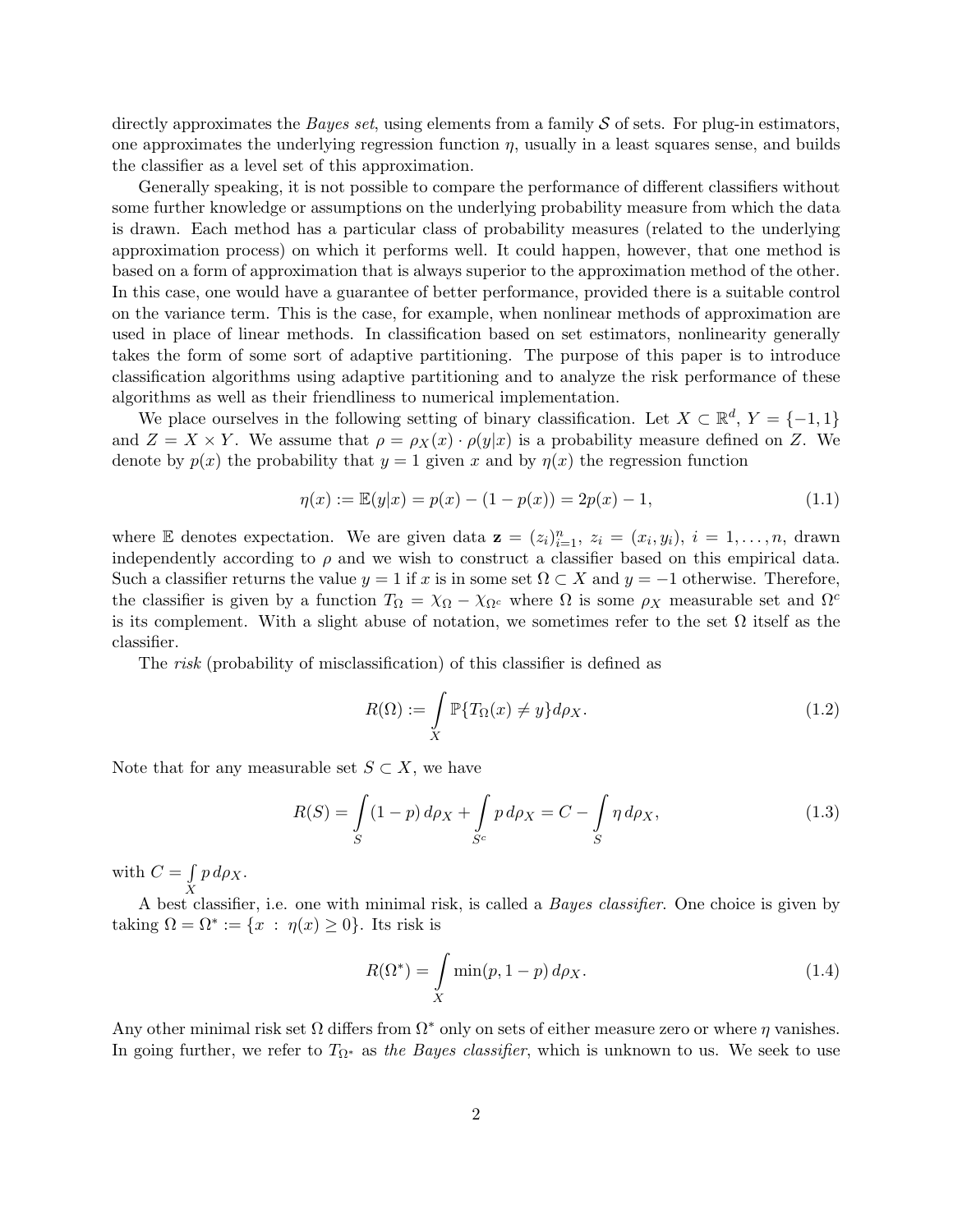directly approximates the *Bayes set*, using elements from a family $\mathcal{S}$ of sets. For plug-in estimators, one approximates the underlying regression function $\eta$, usually in a least squares sense, and builds the classifier as a level set of this approximation.

Generally speaking, it is not possible to compare the performance of different classifiers without some further knowledge or assumptions on the underlying probability measure from which the data is drawn. Each method has a particular class of probability measures (related to the underlying approximation process) on which it performs well. It could happen, however, that one method is based on a form of approximation that is always superior to the approximation method of the other. In this case, one would have a guarantee of better performance, provided there is a suitable control on the variance term. This is the case, for example, when nonlinear methods of approximation are used in place of linear methods. In classification based on set estimators, nonlinearity generally takes the form of some sort of adaptive partitioning. The purpose of this paper is to introduce classification algorithms using adaptive partitioning and to analyze the risk performance of these algorithms as well as their friendliness to numerical implementation.

We place ourselves in the following setting of binary classification. Let $X \subset \mathbb{R}^d$, $Y = \{-1, 1\}$ and $Z = X \times Y$. We assume that $\rho = \rho_X(x) \cdot \rho(y|x)$ is a probability measure defined on $Z$. We denote by $p(x)$ the probability that $y = 1$ given $x$ and by $\eta(x)$ the regression function

$$\eta(x) := \mathbb{E}(y|x) = p(x) - (1 - p(x)) = 2p(x) - 1, \tag{1.1}$$

where $\mathbb{E}$ denotes expectation. We are given data $\mathbf{z} = (z_i)_{i=1}^n$, $z_i = (x_i, y_i)$, $i = 1, \ldots, n$, drawn independently according to $\rho$ and we wish to construct a classifier based on this empirical data. Such a classifier returns the value $y = 1$ if $x$ is in some set $\Omega \subset X$ and $y = -1$ otherwise. Therefore, the classifier is given by a function $T_\Omega = \chi_\Omega - \chi_{\Omega^c}$ where $\Omega$ is some $\rho_X$ measurable set and $\Omega^c$ is its complement. With a slight abuse of notation, we sometimes refer to the set $\Omega$ itself as the classifier.

The *risk* (probability of misclassification) of this classifier is defined as

$$R(\Omega) := \int_X \mathbb{P}\{T_\Omega(x) \neq y\} d\rho_X. \tag{1.2}$$

Note that for any measurable set $S \subset X$, we have

$$R(S) = \int_S (1 - p)\, d\rho_X + \int_{S^c} p\, d\rho_X = C - \int_S \eta\, d\rho_X, \tag{1.3}$$

with $C = \int_X p\, d\rho_X$.

A best classifier, i.e. one with minimal risk, is called a *Bayes classifier*. One choice is given by taking $\Omega = \Omega^* := \{x \ : \ \eta(x) \geq 0\}$. Its risk is

$$R(\Omega^*) = \int_X \min(p, 1 - p)\, d\rho_X. \tag{1.4}$$

Any other minimal risk set $\Omega$ differs from $\Omega^*$ only on sets of either measure zero or where $\eta$ vanishes. In going further, we refer to $T_{\Omega^*}$ as *the Bayes classifier*, which is unknown to us. We seek to use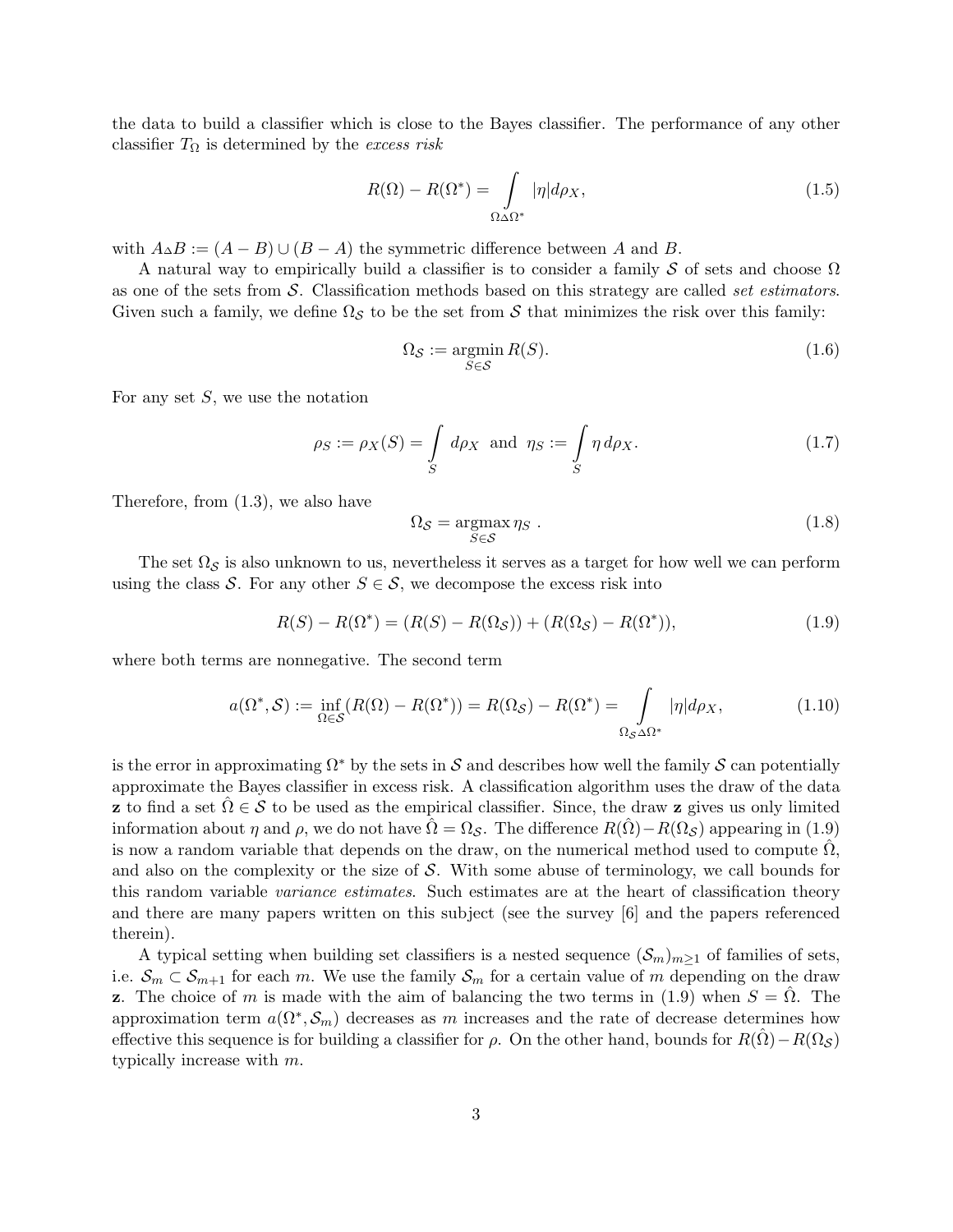the data to build a classifier which is close to the Bayes classifier. The performance of any other classifier $T_\Omega$ is determined by the *excess risk*

$$R(\Omega) - R(\Omega^*) = \int_{\Omega \triangle \Omega^*} |\eta| d\rho_X, \tag{1.5}$$

with $A \triangle B := (A - B) \cup (B - A)$ the symmetric difference between $A$ and $B$.

A natural way to empirically build a classifier is to consider a family $\mathcal{S}$ of sets and choose $\Omega$ as one of the sets from $\mathcal{S}$. Classification methods based on this strategy are called *set estimators*. Given such a family, we define $\Omega_{\mathcal{S}}$ to be the set from $\mathcal{S}$ that minimizes the risk over this family:

$$\Omega_{\mathcal{S}} := \operatorname*{argmin}_{S \in \mathcal{S}} R(S). \tag{1.6}$$

For any set $S$, we use the notation

$$\rho_S := \rho_X(S) = \int_S d\rho_X \ \text{ and } \ \eta_S := \int_S \eta \, d\rho_X. \tag{1.7}$$

Therefore, from (1.3), we also have

$$\Omega_{\mathcal{S}} = \operatorname*{argmax}_{S \in \mathcal{S}} \eta_S \ . \tag{1.8}$$

The set $\Omega_{\mathcal{S}}$ is also unknown to us, nevertheless it serves as a target for how well we can perform using the class $\mathcal{S}$. For any other $S \in \mathcal{S}$, we decompose the excess risk into

$$R(S) - R(\Omega^*) = (R(S) - R(\Omega_{\mathcal{S}})) + (R(\Omega_{\mathcal{S}}) - R(\Omega^*)), \tag{1.9}$$

where both terms are nonnegative. The second term

$$a(\Omega^*, \mathcal{S}) := \inf_{\Omega \in \mathcal{S}} (R(\Omega) - R(\Omega^*)) = R(\Omega_{\mathcal{S}}) - R(\Omega^*) = \int_{\Omega_{\mathcal{S}} \triangle \Omega^*} |\eta| d\rho_X, \tag{1.10}$$

is the error in approximating $\Omega^*$ by the sets in $\mathcal{S}$ and describes how well the family $\mathcal{S}$ can potentially approximate the Bayes classifier in excess risk. A classification algorithm uses the draw of the data $\mathbf{z}$ to find a set $\hat{\Omega} \in \mathcal{S}$ to be used as the empirical classifier. Since, the draw $\mathbf{z}$ gives us only limited information about $\eta$ and $\rho$, we do not have $\hat{\Omega} = \Omega_{\mathcal{S}}$. The difference $R(\hat{\Omega}) - R(\Omega_{\mathcal{S}})$ appearing in (1.9) is now a random variable that depends on the draw, on the numerical method used to compute $\hat{\Omega}$, and also on the complexity or the size of $\mathcal{S}$. With some abuse of terminology, we call bounds for this random variable *variance estimates*. Such estimates are at the heart of classification theory and there are many papers written on this subject (see the survey [6] and the papers referenced therein).

A typical setting when building set classifiers is a nested sequence $(\mathcal{S}_m)_{m \geq 1}$ of families of sets, i.e. $\mathcal{S}_m \subset \mathcal{S}_{m+1}$ for each $m$. We use the family $\mathcal{S}_m$ for a certain value of $m$ depending on the draw $\mathbf{z}$. The choice of $m$ is made with the aim of balancing the two terms in (1.9) when $S = \hat{\Omega}$. The approximation term $a(\Omega^*, \mathcal{S}_m)$ decreases as $m$ increases and the rate of decrease determines how effective this sequence is for building a classifier for $\rho$. On the other hand, bounds for $R(\hat{\Omega}) - R(\Omega_{\mathcal{S}})$ typically increase with $m$.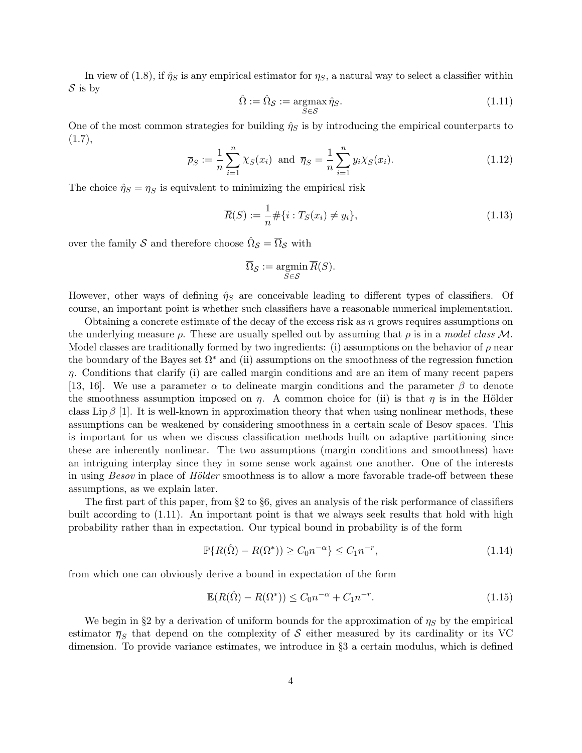In view of (1.8), if $\hat{\eta}_S$ is any empirical estimator for $\eta_S$, a natural way to select a classifier within $\mathcal{S}$ is by

$$\hat{\Omega} := \hat{\Omega}_{\mathcal{S}} := \underset{S \in \mathcal{S}}{\operatorname{argmax}} \, \hat{\eta}_S. \tag{1.11}$$

One of the most common strategies for building $\hat{\eta}_S$ is by introducing the empirical counterparts to (1.7),

$$\overline{\rho}_S := \frac{1}{n} \sum_{i=1}^{n} \chi_S(x_i) \text{ and } \overline{\eta}_S = \frac{1}{n} \sum_{i=1}^{n} y_i \chi_S(x_i). \tag{1.12}$$

The choice $\hat{\eta}_S = \overline{\eta}_S$ is equivalent to minimizing the empirical risk

$$\overline{R}(S) := \frac{1}{n} \#\{i : T_S(x_i) \neq y_i\}, \tag{1.13}$$

over the family $\mathcal{S}$ and therefore choose $\hat{\Omega}_{\mathcal{S}} = \overline{\Omega}_{\mathcal{S}}$ with

$$\overline{\Omega}_{\mathcal{S}} := \underset{S \in \mathcal{S}}{\operatorname{argmin}} \, \overline{R}(S).$$

However, other ways of defining $\hat{\eta}_S$ are conceivable leading to different types of classifiers. Of course, an important point is whether such classifiers have a reasonable numerical implementation.

Obtaining a concrete estimate of the decay of the excess risk as $n$ grows requires assumptions on the underlying measure $\rho$. These are usually spelled out by assuming that $\rho$ is in a *model class* $\mathcal{M}$. Model classes are traditionally formed by two ingredients: (i) assumptions on the behavior of $\rho$ near the boundary of the Bayes set $\Omega^*$ and (ii) assumptions on the smoothness of the regression function $\eta$. Conditions that clarify (i) are called margin conditions and are an item of many recent papers [13, 16]. We use a parameter $\alpha$ to delineate margin conditions and the parameter $\beta$ to denote the smoothness assumption imposed on $\eta$. A common choice for (ii) is that $\eta$ is in the Hölder class $\operatorname{Lip} \beta$ [1]. It is well-known in approximation theory that when using nonlinear methods, these assumptions can be weakened by considering smoothness in a certain scale of Besov spaces. This is important for us when we discuss classification methods built on adaptive partitioning since these are inherently nonlinear. The two assumptions (margin conditions and smoothness) have an intriguing interplay since they in some sense work against one another. One of the interests in using *Besov* in place of *Hölder* smoothness is to allow a more favorable trade-off between these assumptions, as we explain later.

The first part of this paper, from §2 to §6, gives an analysis of the risk performance of classifiers built according to (1.11). An important point is that we always seek results that hold with high probability rather than in expectation. Our typical bound in probability is of the form

$$\mathbb{P}\{R(\hat{\Omega}) - R(\Omega^*)) \geq C_0 n^{-\alpha}\} \leq C_1 n^{-r}, \tag{1.14}$$

from which one can obviously derive a bound in expectation of the form

$$\mathbb{E}(R(\hat{\Omega}) - R(\Omega^*)) \leq C_0 n^{-\alpha} + C_1 n^{-r}. \tag{1.15}$$

We begin in §2 by a derivation of uniform bounds for the approximation of $\eta_S$ by the empirical estimator $\overline{\eta}_S$ that depend on the complexity of $\mathcal{S}$ either measured by its cardinality or its VC dimension. To provide variance estimates, we introduce in §3 a certain modulus, which is defined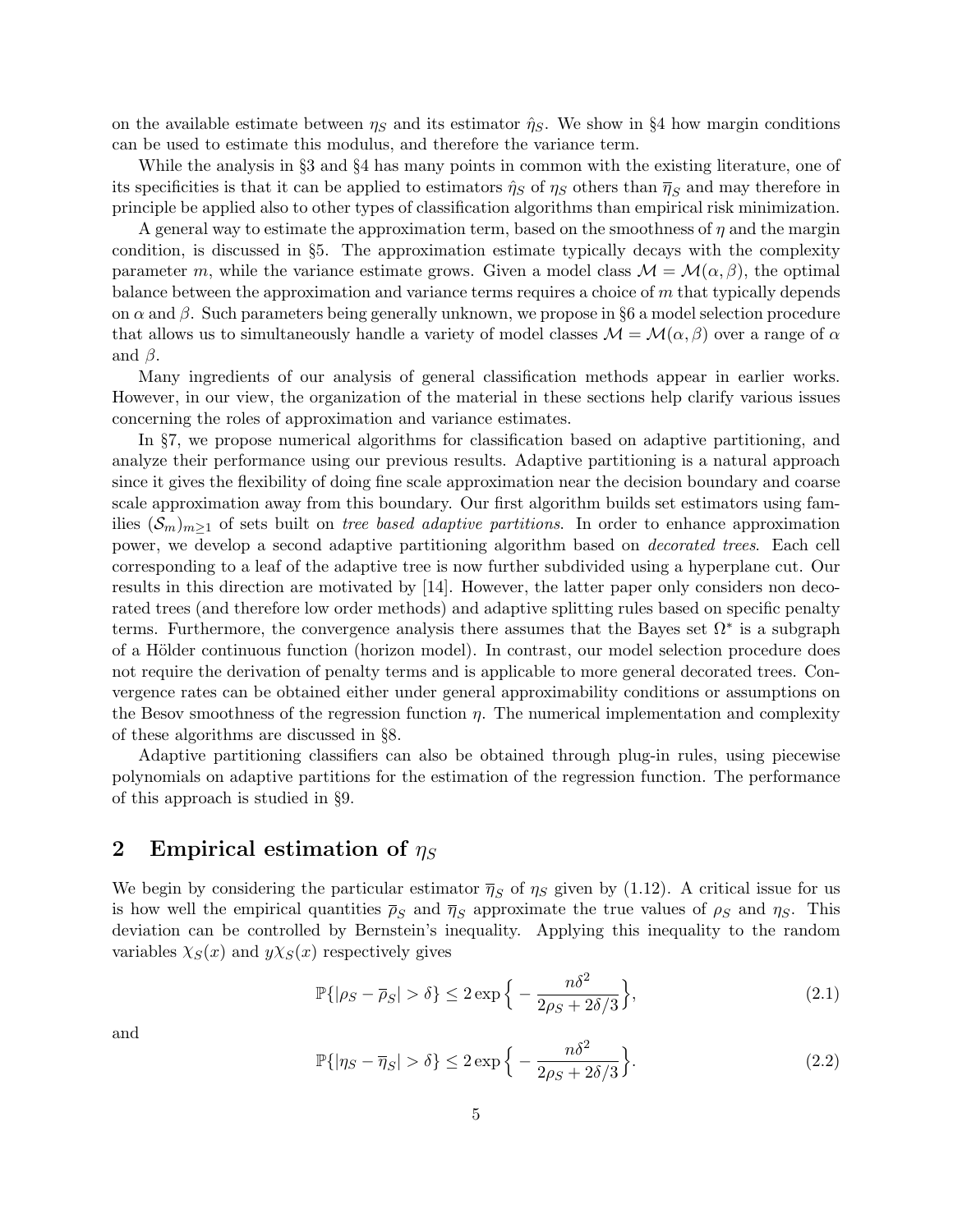on the available estimate between $\eta_S$ and its estimator $\hat{\eta}_S$. We show in §4 how margin conditions can be used to estimate this modulus, and therefore the variance term.

While the analysis in §3 and §4 has many points in common with the existing literature, one of its specificities is that it can be applied to estimators $\hat{\eta}_S$ of $\eta_S$ others than $\overline{\eta}_S$ and may therefore in principle be applied also to other types of classification algorithms than empirical risk minimization.

A general way to estimate the approximation term, based on the smoothness of $\eta$ and the margin condition, is discussed in §5. The approximation estimate typically decays with the complexity parameter $m$, while the variance estimate grows. Given a model class $\mathcal{M} = \mathcal{M}(\alpha, \beta)$, the optimal balance between the approximation and variance terms requires a choice of $m$ that typically depends on $\alpha$ and $\beta$. Such parameters being generally unknown, we propose in §6 a model selection procedure that allows us to simultaneously handle a variety of model classes $\mathcal{M} = \mathcal{M}(\alpha, \beta)$ over a range of $\alpha$ and $\beta$.

Many ingredients of our analysis of general classification methods appear in earlier works. However, in our view, the organization of the material in these sections help clarify various issues concerning the roles of approximation and variance estimates.

In §7, we propose numerical algorithms for classification based on adaptive partitioning, and analyze their performance using our previous results. Adaptive partitioning is a natural approach since it gives the flexibility of doing fine scale approximation near the decision boundary and coarse scale approximation away from this boundary. Our first algorithm builds set estimators using families $(\mathcal{S}_m)_{m\geq 1}$ of sets built on *tree based adaptive partitions*. In order to enhance approximation power, we develop a second adaptive partitioning algorithm based on *decorated trees*. Each cell corresponding to a leaf of the adaptive tree is now further subdivided using a hyperplane cut. Our results in this direction are motivated by [14]. However, the latter paper only considers non decorated trees (and therefore low order methods) and adaptive splitting rules based on specific penalty terms. Furthermore, the convergence analysis there assumes that the Bayes set $\Omega^*$ is a subgraph of a Hölder continuous function (horizon model). In contrast, our model selection procedure does not require the derivation of penalty terms and is applicable to more general decorated trees. Convergence rates can be obtained either under general approximability conditions or assumptions on the Besov smoothness of the regression function $\eta$. The numerical implementation and complexity of these algorithms are discussed in §8.

Adaptive partitioning classifiers can also be obtained through plug-in rules, using piecewise polynomials on adaptive partitions for the estimation of the regression function. The performance of this approach is studied in §9.

## 2 Empirical estimation of $\eta_S$

We begin by considering the particular estimator $\overline{\eta}_S$ of $\eta_S$ given by (1.12). A critical issue for us is how well the empirical quantities $\overline{\rho}_S$ and $\overline{\eta}_S$ approximate the true values of $\rho_S$ and $\eta_S$. This deviation can be controlled by Bernstein's inequality. Applying this inequality to the random variables $\chi_S(x)$ and $y\chi_S(x)$ respectively gives

$$\mathbb{P}\{|\rho_S - \overline{\rho}_S| > \delta\} \leq 2\exp\Big\{-\frac{n\delta^2}{2\rho_S + 2\delta/3}\Big\}, \tag{2.1}$$

and

$$\mathbb{P}\{|\eta_S - \overline{\eta}_S| > \delta\} \leq 2\exp\Big\{-\frac{n\delta^2}{2\rho_S + 2\delta/3}\Big\}. \tag{2.2}$$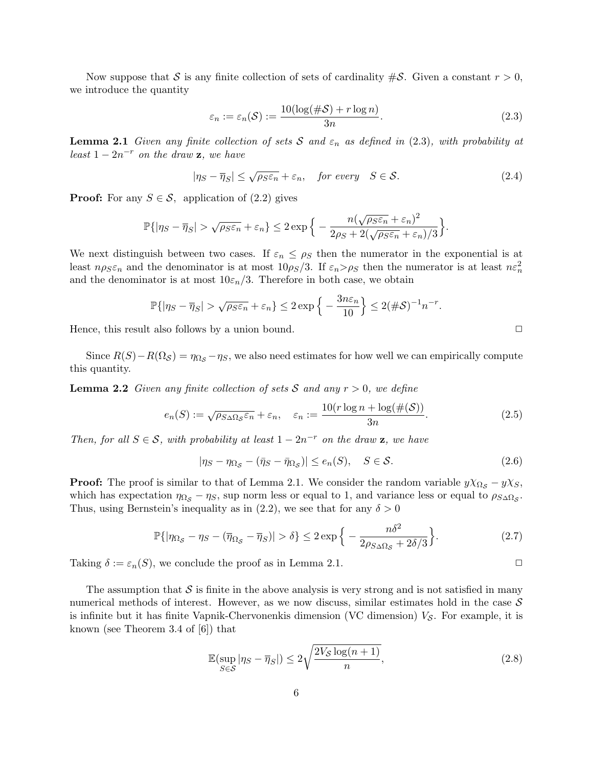Now suppose that $\mathcal{S}$ is any finite collection of sets of cardinality $\#\mathcal{S}$. Given a constant $r > 0$, we introduce the quantity

$$\varepsilon_n := \varepsilon_n(\mathcal{S}) := \frac{10(\log(\#\mathcal{S}) + r\log n)}{3n}. \tag{2.3}$$

**Lemma 2.1** *Given any finite collection of sets $\mathcal{S}$ and $\varepsilon_n$ as defined in (2.3), with probability at least $1 - 2n^{-r}$ on the draw $\mathbf{z}$, we have*

$$|\eta_S - \overline{\eta}_S| \leq \sqrt{\rho_S \varepsilon_n} + \varepsilon_n, \quad \textit{for every} \quad S \in \mathcal{S}. \tag{2.4}$$

**Proof:** For any $S \in \mathcal{S}$, application of (2.2) gives

$$\mathbb{P}\{|\eta_S - \overline{\eta}_S| > \sqrt{\rho_S \varepsilon_n} + \varepsilon_n\} \leq 2\exp\Big\{ -\frac{n(\sqrt{\rho_S \varepsilon_n} + \varepsilon_n)^2}{2\rho_S + 2(\sqrt{\rho_S \varepsilon_n} + \varepsilon_n)/3} \Big\}.$$

We next distinguish between two cases. If $\varepsilon_n \leq \rho_S$ then the numerator in the exponential is at least $n\rho_S\varepsilon_n$ and the denominator is at most $10\rho_S/3$. If $\varepsilon_n > \rho_S$ then the numerator is at least $n\varepsilon_n^2$ and the denominator is at most $10\varepsilon_n/3$. Therefore in both case, we obtain

$$\mathbb{P}\{|\eta_S - \overline{\eta}_S| > \sqrt{\rho_S \varepsilon_n} + \varepsilon_n\} \leq 2\exp\Big\{ -\frac{3n\varepsilon_n}{10} \Big\} \leq 2(\#\mathcal{S})^{-1} n^{-r}.$$

Hence, this result also follows by a union bound. $\Box$

Since $R(S) - R(\Omega_{\mathcal{S}}) = \eta_{\Omega_{\mathcal{S}}} - \eta_S$, we also need estimates for how well we can empirically compute this quantity.

**Lemma 2.2** *Given any finite collection of sets $\mathcal{S}$ and any $r > 0$, we define*

$$e_n(S) := \sqrt{\rho_{S\Delta\Omega_{\mathcal{S}}} \varepsilon_n} + \varepsilon_n, \quad \varepsilon_n := \frac{10(r\log n + \log(\#(\mathcal{S})))}{3n}. \tag{2.5}$$

*Then, for all $S \in \mathcal{S}$, with probability at least $1 - 2n^{-r}$ on the draw $\mathbf{z}$, we have*

$$|\eta_S - \eta_{\Omega_{\mathcal{S}}} - (\bar{\eta}_S - \bar{\eta}_{\Omega_{\mathcal{S}}})| \leq e_n(S), \quad S \in \mathcal{S}. \tag{2.6}$$

**Proof:** The proof is similar to that of Lemma 2.1. We consider the random variable $y\chi_{\Omega_{\mathcal{S}}} - y\chi_S$, which has expectation $\eta_{\Omega_{\mathcal{S}}} - \eta_S$, sup norm less or equal to 1, and variance less or equal to $\rho_{S\Delta\Omega_{\mathcal{S}}}$. Thus, using Bernstein's inequality as in (2.2), we see that for any $\delta > 0$

$$\mathbb{P}\{|\eta_{\Omega_{\mathcal{S}}} - \eta_S - (\overline{\eta}_{\Omega_{\mathcal{S}}} - \overline{\eta}_S)| > \delta\} \leq 2\exp\Big\{ -\frac{n\delta^2}{2\rho_{S\Delta\Omega_{\mathcal{S}}} + 2\delta/3} \Big\}. \tag{2.7}$$

Taking $\delta := \varepsilon_n(S)$, we conclude the proof as in Lemma 2.1. $\Box$

The assumption that $\mathcal{S}$ is finite in the above analysis is very strong and is not satisfied in many numerical methods of interest. However, as we now discuss, similar estimates hold in the case $\mathcal{S}$ is infinite but it has finite Vapnik-Chervonenkis dimension (VC dimension) $V_{\mathcal{S}}$. For example, it is known (see Theorem 3.4 of [6]) that

$$\mathbb{E}(\sup_{S\in\mathcal{S}} |\eta_S - \overline{\eta}_S|) \leq 2\sqrt{\frac{2V_{\mathcal{S}}\log(n+1)}{n}}, \tag{2.8}$$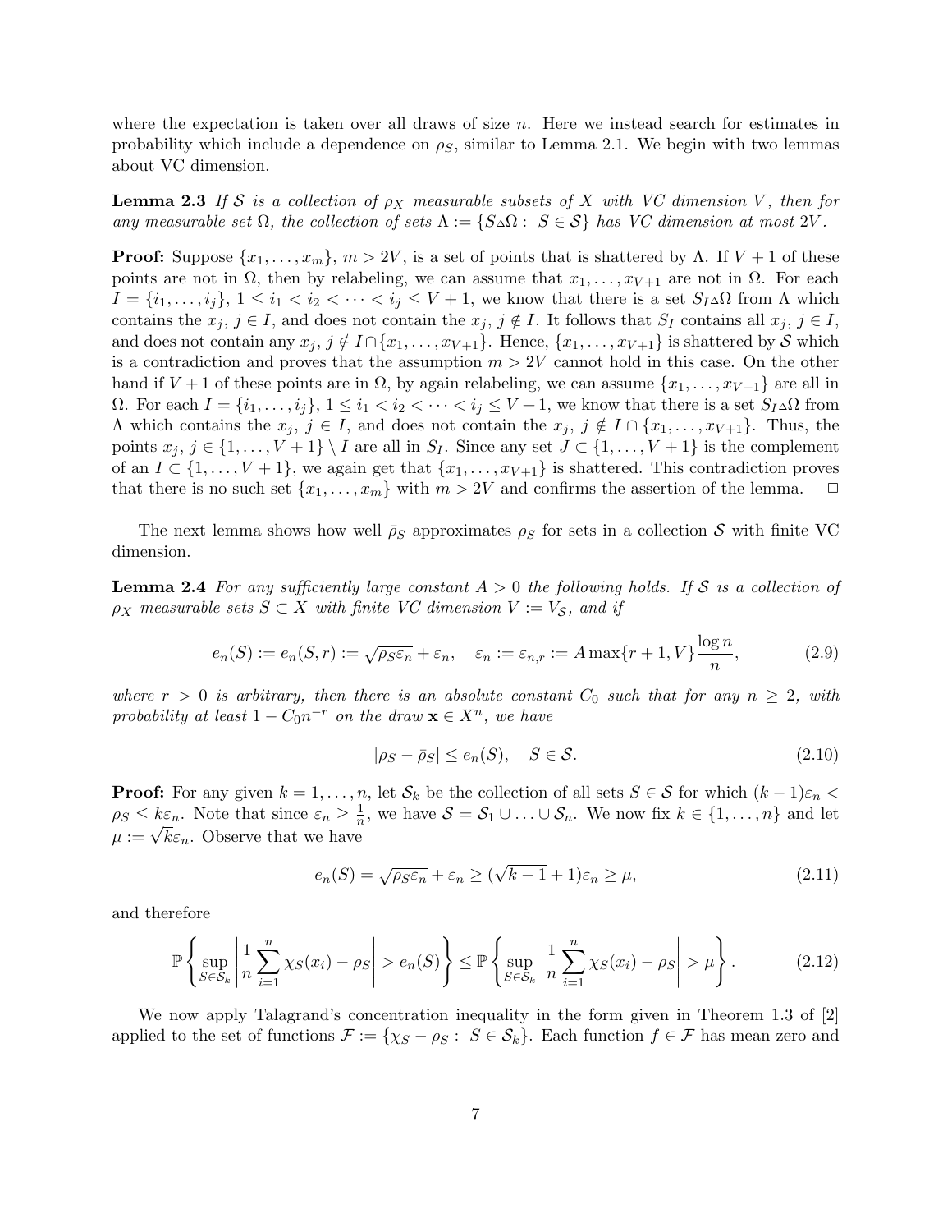where the expectation is taken over all draws of size $n$. Here we instead search for estimates in probability which include a dependence on $\rho_S$, similar to Lemma 2.1. We begin with two lemmas about VC dimension.

**Lemma 2.3** *If $\mathcal{S}$ is a collection of $\rho_X$ measurable subsets of $X$ with VC dimension $V$, then for any measurable set $\Omega$, the collection of sets $\Lambda := \{S \triangle \Omega : S \in \mathcal{S}\}$ has VC dimension at most $2V$.*

**Proof:** Suppose $\{x_1, \dots, x_m\}$, $m > 2V$, is a set of points that is shattered by $\Lambda$. If $V+1$ of these points are not in $\Omega$, then by relabeling, we can assume that $x_1, \dots, x_{V+1}$ are not in $\Omega$. For each $I = \{i_1, \dots, i_j\}$, $1 \le i_1 < i_2 < \dots < i_j \le V+1$, we know that there is a set $S_I \triangle \Omega$ from $\Lambda$ which contains the $x_j$, $j \in I$, and does not contain the $x_j$, $j \notin I$. It follows that $S_I$ contains all $x_j$, $j \in I$, and does not contain any $x_j$, $j \notin I \cap \{x_1, \dots, x_{V+1}\}$. Hence, $\{x_1, \dots, x_{V+1}\}$ is shattered by $\mathcal{S}$ which is a contradiction and proves that the assumption $m > 2V$ cannot hold in this case. On the other hand if $V+1$ of these points are in $\Omega$, by again relabeling, we can assume $\{x_1, \dots, x_{V+1}\}$ are all in $\Omega$. For each $I = \{i_1, \dots, i_j\}$, $1 \le i_1 < i_2 < \dots < i_j \le V+1$, we know that there is a set $S_I \triangle \Omega$ from $\Lambda$ which contains the $x_j$, $j \in I$, and does not contain the $x_j$, $j \notin I \cap \{x_1, \dots, x_{V+1}\}$. Thus, the points $x_j$, $j \in \{1, \dots, V+1\} \setminus I$ are all in $S_I$. Since any set $J \subset \{1, \dots, V+1\}$ is the complement of an $I \subset \{1, \dots, V+1\}$, we again get that $\{x_1, \dots, x_{V+1}\}$ is shattered. This contradiction proves that there is no such set $\{x_1, \dots, x_m\}$ with $m > 2V$ and confirms the assertion of the lemma. $\Box$

The next lemma shows how well $\bar{\rho}_S$ approximates $\rho_S$ for sets in a collection $\mathcal{S}$ with finite VC dimension.

**Lemma 2.4** *For any sufficiently large constant $A > 0$ the following holds. If $\mathcal{S}$ is a collection of $\rho_X$ measurable sets $S \subset X$ with finite VC dimension $V := V_{\mathcal{S}}$, and if*

$$e_n(S) := e_n(S, r) := \sqrt{\rho_S \varepsilon_n} + \varepsilon_n, \quad \varepsilon_n := \varepsilon_{n,r} := A \max\{r+1, V\} \frac{\log n}{n}, \tag{2.9}$$

*where $r > 0$ is arbitrary, then there is an absolute constant $C_0$ such that for any $n \ge 2$, with probability at least $1 - C_0 n^{-r}$ on the draw $\mathbf{x} \in X^n$, we have*

$$|\rho_S - \bar{\rho}_S| \le e_n(S), \quad S \in \mathcal{S}. \tag{2.10}$$

**Proof:** For any given $k = 1, \dots, n$, let $\mathcal{S}_k$ be the collection of all sets $S \in \mathcal{S}$ for which $(k-1)\varepsilon_n < \rho_S \le k\varepsilon_n$. Note that since $\varepsilon_n \ge \frac{1}{n}$, we have $\mathcal{S} = \mathcal{S}_1 \cup \dots \cup \mathcal{S}_n$. We now fix $k \in \{1, \dots, n\}$ and let $\mu := \sqrt{k}\varepsilon_n$. Observe that we have

$$e_n(S) = \sqrt{\rho_S \varepsilon_n} + \varepsilon_n \ge (\sqrt{k-1} + 1)\varepsilon_n \ge \mu, \tag{2.11}$$

and therefore

$$\mathbb{P}\left\{ \sup_{S \in \mathcal{S}_k} \left| \frac{1}{n} \sum_{i=1}^{n} \chi_S(x_i) - \rho_S \right| > e_n(S) \right\} \le \mathbb{P}\left\{ \sup_{S \in \mathcal{S}_k} \left| \frac{1}{n} \sum_{i=1}^{n} \chi_S(x_i) - \rho_S \right| > \mu \right\}. \tag{2.12}$$

We now apply Talagrand's concentration inequality in the form given in Theorem 1.3 of [2] applied to the set of functions $\mathcal{F} := \{\chi_S - \rho_S : S \in \mathcal{S}_k\}$. Each function $f \in \mathcal{F}$ has mean zero and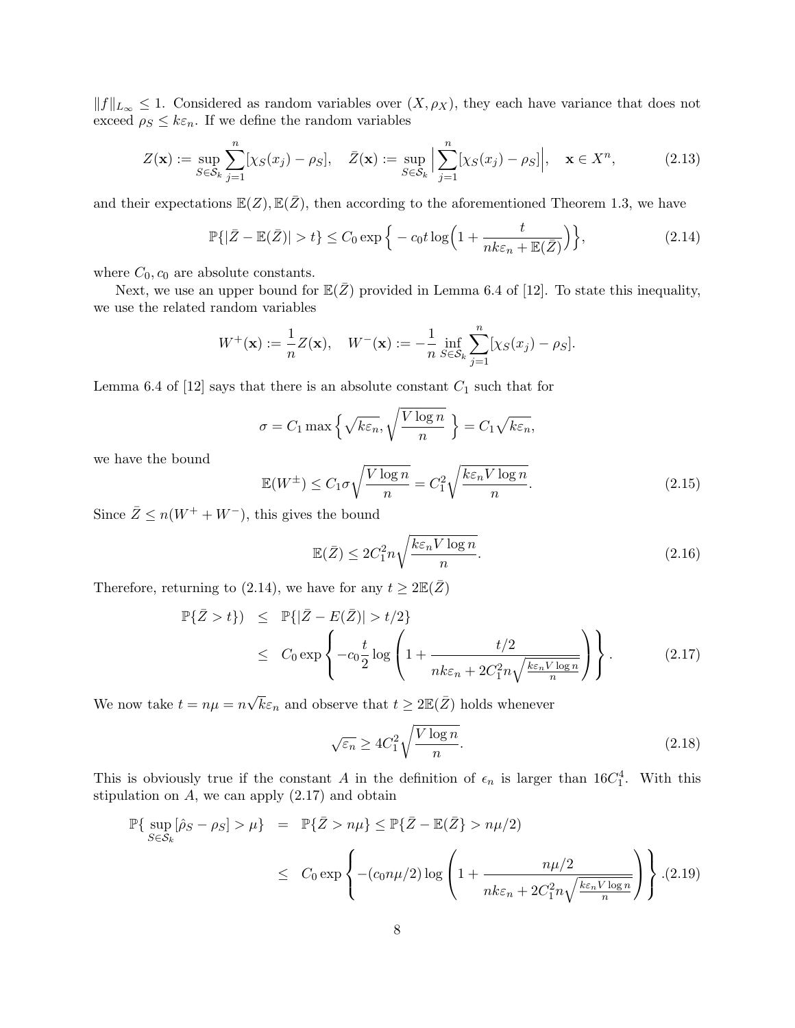$\|f\|_{L_\infty} \leq 1$. Considered as random variables over $(X, \rho_X)$, they each have variance that does not exceed $\rho_S \leq k\varepsilon_n$. If we define the random variables

$$Z(\mathbf{x}) := \sup_{S \in \mathcal{S}_k} \sum_{j=1}^{n} [\chi_S(x_j) - \rho_S], \quad \bar{Z}(\mathbf{x}) := \sup_{S \in \mathcal{S}_k} \Big| \sum_{j=1}^{n} [\chi_S(x_j) - \rho_S] \Big|, \quad \mathbf{x} \in X^n, \tag{2.13}$$

and their expectations $\mathbb{E}(Z), \mathbb{E}(\bar{Z})$, then according to the aforementioned Theorem 1.3, we have

$$\mathbb{P}\{|\bar{Z} - \mathbb{E}(\bar{Z})| > t\} \leq C_0 \exp\Big\{ - c_0 t \log\Big(1 + \frac{t}{nk\varepsilon_n + \mathbb{E}(\bar{Z})}\Big)\Big\}, \tag{2.14}$$

where $C_0, c_0$ are absolute constants.

Next, we use an upper bound for $\mathbb{E}(\bar{Z})$ provided in Lemma 6.4 of [12]. To state this inequality, we use the related random variables

$$W^+(\mathbf{x}) := \frac{1}{n} Z(\mathbf{x}), \quad W^-(\mathbf{x}) := -\frac{1}{n} \inf_{S \in \mathcal{S}_k} \sum_{j=1}^{n} [\chi_S(x_j) - \rho_S].$$

Lemma 6.4 of [12] says that there is an absolute constant $C_1$ such that for

$$\sigma = C_1 \max\Big\{ \sqrt{k\varepsilon_n}, \sqrt{\frac{V \log n}{n}} \ \Big\} = C_1 \sqrt{k\varepsilon_n},$$

we have the bound

$$\mathbb{E}(W^{\pm}) \leq C_1 \sigma \sqrt{\frac{V \log n}{n}} = C_1^2 \sqrt{\frac{k\varepsilon_n V \log n}{n}}. \tag{2.15}$$

Since $\bar{Z} \leq n(W^+ + W^-)$, this gives the bound

$$\mathbb{E}(\bar{Z}) \leq 2C_1^2 n \sqrt{\frac{k\varepsilon_n V \log n}{n}}. \tag{2.16}$$

Therefore, returning to (2.14), we have for any $t \geq 2\mathbb{E}(\bar{Z})$

$$\begin{aligned} \mathbb{P}\{\bar{Z} > t\}) &\leq \mathbb{P}\{|\bar{Z} - E(\bar{Z})| > t/2\} \\ &\leq C_0 \exp\left\{ -c_0 \frac{t}{2} \log\left(1 + \frac{t/2}{nk\varepsilon_n + 2C_1^2 n \sqrt{\frac{k\varepsilon_n V \log n}{n}}}\right)\right\}. \end{aligned} \tag{2.17}$$

We now take $t = n\mu = n\sqrt{k}\varepsilon_n$ and observe that $t \geq 2\mathbb{E}(\bar{Z})$ holds whenever

$$\sqrt{\varepsilon_n} \geq 4C_1^2 \sqrt{\frac{V \log n}{n}}. \tag{2.18}$$

This is obviously true if the constant $A$ in the definition of $\epsilon_n$ is larger than $16C_1^4$. With this stipulation on $A$, we can apply (2.17) and obtain

$$\begin{aligned} \mathbb{P}\{ \sup_{S \in \mathcal{S}_k} [\hat{\rho}_S - \rho_S] > \mu\} &= \mathbb{P}\{\bar{Z} > n\mu\} \leq \mathbb{P}\{\bar{Z} - \mathbb{E}(\bar{Z}\} > n\mu/2) \\ &\leq C_0 \exp\left\{ -(c_0 n\mu/2) \log\left(1 + \frac{n\mu/2}{nk\varepsilon_n + 2C_1^2 n \sqrt{\frac{k\varepsilon_n V \log n}{n}}}\right)\right\}. \end{aligned} \tag{2.19}$$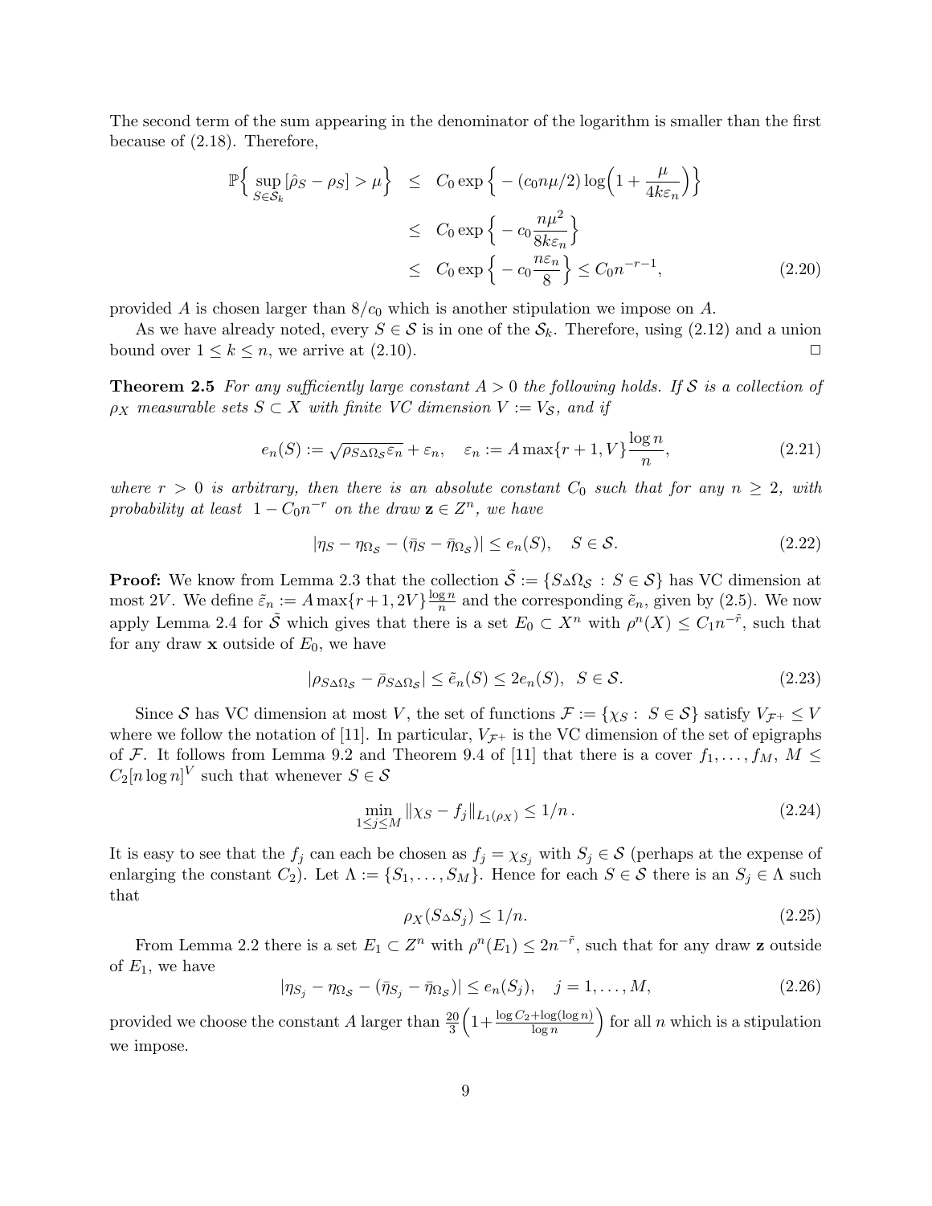The second term of the sum appearing in the denominator of the logarithm is smaller than the first because of (2.18). Therefore,

$$
\begin{aligned}
\mathbb{P}\Big\{ \sup_{S\in\mathcal{S}_k} [\hat\rho_S - \rho_S] > \mu \Big\} &\le C_0 \exp\Big\{ -(c_0 n\mu/2)\log\Big(1+\frac{\mu}{4k\varepsilon_n}\Big)\Big\} \\
&\le C_0 \exp\Big\{ -c_0 \frac{n\mu^2}{8k\varepsilon_n}\Big\} \\
&\le C_0 \exp\Big\{ -c_0 \frac{n\varepsilon_n}{8}\Big\} \le C_0 n^{-r-1}, \qquad (2.20)
\end{aligned}
$$

provided $A$ is chosen larger than $8/c_0$ which is another stipulation we impose on $A$.

As we have already noted, every $S \in \mathcal{S}$ is in one of the $\mathcal{S}_k$. Therefore, using (2.12) and a union bound over $1 \le k \le n$, we arrive at (2.10). □

**Theorem 2.5** *For any sufficiently large constant $A > 0$ the following holds. If $\mathcal{S}$ is a collection of $\rho_X$ measurable sets $S \subset X$ with finite VC dimension $V := V_{\mathcal{S}}$, and if*

$$
e_n(S) := \sqrt{\rho_{S\Delta\Omega_{\mathcal{S}}}\varepsilon_n} + \varepsilon_n, \quad \varepsilon_n := A\max\{r+1, V\}\frac{\log n}{n}, \qquad (2.21)
$$

*where $r > 0$ is arbitrary, then there is an absolute constant $C_0$ such that for any $n \ge 2$, with probability at least $1 - C_0 n^{-r}$ on the draw $\mathbf{z} \in Z^n$, we have*

$$
|\eta_S - \eta_{\Omega_{\mathcal{S}}} - (\bar\eta_S - \bar\eta_{\Omega_{\mathcal{S}}})| \le e_n(S), \quad S \in \mathcal{S}. \qquad (2.22)
$$

**Proof:** We know from Lemma 2.3 that the collection $\tilde{\mathcal{S}} := \{S\Delta\Omega_{\mathcal{S}} : S \in \mathcal{S}\}$ has VC dimension at most $2V$. We define $\tilde\varepsilon_n := A\max\{r+1, 2V\}\frac{\log n}{n}$ and the corresponding $\tilde e_n$, given by (2.5). We now apply Lemma 2.4 for $\tilde{\mathcal{S}}$ which gives that there is a set $E_0 \subset X^n$ with $\rho^n(X) \le C_1 n^{-\tilde r}$, such that for any draw $\mathbf{x}$ outside of $E_0$, we have

$$
|\rho_{S\Delta\Omega_{\mathcal{S}}} - \bar\rho_{S\Delta\Omega_{\mathcal{S}}}| \le \tilde e_n(S) \le 2e_n(S), \quad S \in \mathcal{S}. \qquad (2.23)
$$

Since $\mathcal{S}$ has VC dimension at most $V$, the set of functions $\mathcal{F} := \{\chi_S : S \in \mathcal{S}\}$ satisfy $V_{\mathcal{F}^+} \le V$ where we follow the notation of [11]. In particular, $V_{\mathcal{F}^+}$ is the VC dimension of the set of epigraphs of $\mathcal{F}$. It follows from Lemma 9.2 and Theorem 9.4 of [11] that there is a cover $f_1, \dots, f_M$, $M \le C_2[n\log n]^V$ such that whenever $S \in \mathcal{S}$

$$
\min_{1\le j\le M} \|\chi_S - f_j\|_{L_1(\rho_X)} \le 1/n\,. \qquad (2.24)
$$

It is easy to see that the $f_j$ can each be chosen as $f_j = \chi_{S_j}$ with $S_j \in \mathcal{S}$ (perhaps at the expense of enlarging the constant $C_2$). Let $\Lambda := \{S_1, \dots, S_M\}$. Hence for each $S \in \mathcal{S}$ there is an $S_j \in \Lambda$ such that

$$
\rho_X(S\Delta S_j) \le 1/n. \qquad (2.25)
$$

From Lemma 2.2 there is a set $E_1 \subset Z^n$ with $\rho^n(E_1) \le 2n^{-\tilde r}$, such that for any draw $\mathbf{z}$ outside of $E_1$, we have

$$
|\eta_{S_j} - \eta_{\Omega_{\mathcal{S}}} - (\bar\eta_{S_j} - \bar\eta_{\Omega_{\mathcal{S}}})| \le e_n(S_j), \quad j = 1, \dots, M, \qquad (2.26)
$$

provided we choose the constant $A$ larger than $\frac{20}{3}\Big(1+\frac{\log C_2 + \log(\log n)}{\log n}\Big)$ for all $n$ which is a stipulation we impose.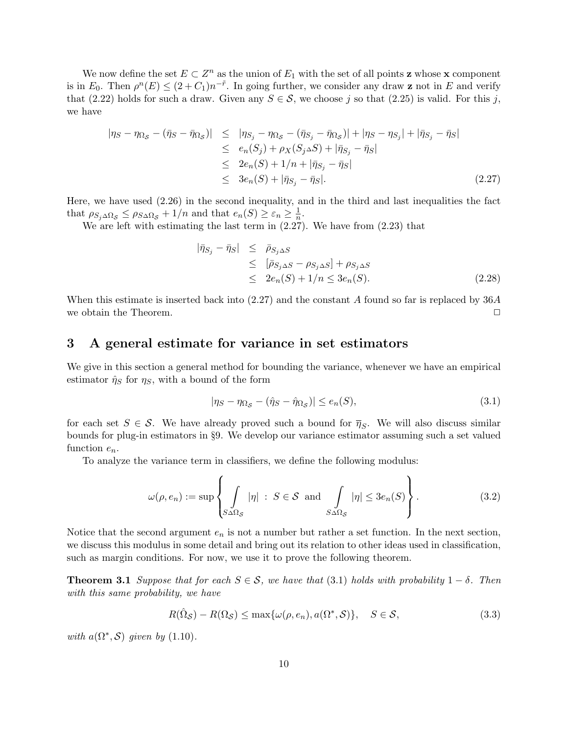We now define the set $E \subset Z^n$ as the union of $E_1$ with the set of all points $\mathbf{z}$ whose $\mathbf{x}$ component is in $E_0$. Then $\rho^n(E) \le (2 + C_1)n^{-\bar{r}}$. In going further, we consider any draw $\mathbf{z}$ not in $E$ and verify that (2.22) holds for such a draw. Given any $S \in \mathcal{S}$, we choose $j$ so that (2.25) is valid. For this $j$, we have

$$
\begin{aligned}
|\eta_S - \eta_{\Omega_\mathcal{S}} - (\bar{\eta}_S - \bar{\eta}_{\Omega_\mathcal{S}})| &\le |\eta_{S_j} - \eta_{\Omega_\mathcal{S}} - (\bar{\eta}_{S_j} - \bar{\eta}_{\Omega_\mathcal{S}})| + |\eta_S - \eta_{S_j}| + |\bar{\eta}_{S_j} - \bar{\eta}_S| \\
&\le e_n(S_j) + \rho_X(S_j \triangle S) + |\bar{\eta}_{S_j} - \bar{\eta}_S| \\
&\le 2e_n(S) + 1/n + |\bar{\eta}_{S_j} - \bar{\eta}_S| \\
&\le 3e_n(S) + |\bar{\eta}_{S_j} - \bar{\eta}_S|.
\end{aligned} \tag{2.27}
$$

Here, we have used (2.26) in the second inequality, and in the third and last inequalities the fact that $\rho_{S_j \triangle \Omega_\mathcal{S}} \le \rho_{S \triangle \Omega_\mathcal{S}} + 1/n$ and that $e_n(S) \ge \varepsilon_n \ge \frac{1}{n}$.

We are left with estimating the last term in (2.27). We have from (2.23) that

$$
\begin{aligned}
|\bar{\eta}_{S_j} - \bar{\eta}_S| &\le \bar{\rho}_{S_j \triangle S} \\
&\le [\bar{\rho}_{S_j \triangle S} - \rho_{S_j \triangle S}] + \rho_{S_j \triangle S} \\
&\le 2e_n(S) + 1/n \le 3e_n(S).
\end{aligned} \tag{2.28}
$$

When this estimate is inserted back into (2.27) and the constant $A$ found so far is replaced by $36A$ we obtain the Theorem. $\Box$

## 3 A general estimate for variance in set estimators

We give in this section a general method for bounding the variance, whenever we have an empirical estimator $\hat{\eta}_S$ for $\eta_S$, with a bound of the form

$$
|\eta_S - \eta_{\Omega_\mathcal{S}} - (\hat{\eta}_S - \hat{\eta}_{\Omega_\mathcal{S}})| \le e_n(S), \tag{3.1}
$$

for each set $S \in \mathcal{S}$. We have already proved such a bound for $\overline{\eta}_S$. We will also discuss similar bounds for plug-in estimators in §9. We develop our variance estimator assuming such a set valued function $e_n$.

To analyze the variance term in classifiers, we define the following modulus:

$$
\omega(\rho, e_n) := \sup \left\{ \int_{S \Delta \Omega_\mathcal{S}} |\eta| \ : \ S \in \mathcal{S} \ \text{ and } \int_{S \Delta \Omega_\mathcal{S}} |\eta| \le 3e_n(S) \right\}. \tag{3.2}
$$

Notice that the second argument $e_n$ is not a number but rather a set function. In the next section, we discuss this modulus in some detail and bring out its relation to other ideas used in classification, such as margin conditions. For now, we use it to prove the following theorem.

**Theorem 3.1** *Suppose that for each $S \in \mathcal{S}$, we have that (3.1) holds with probability $1 - \delta$. Then with this same probability, we have*

$$
R(\hat{\Omega}_\mathcal{S}) - R(\Omega_\mathcal{S}) \le \max\{\omega(\rho, e_n), a(\Omega^*, \mathcal{S})\}, \quad S \in \mathcal{S}, \tag{3.3}
$$

*with $a(\Omega^*, \mathcal{S})$ given by (1.10).*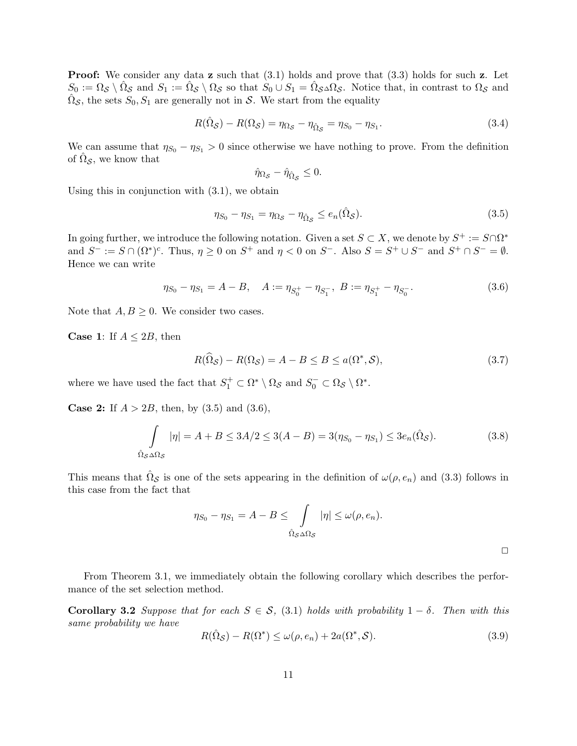**Proof:** We consider any data $\mathbf{z}$ such that (3.1) holds and prove that (3.3) holds for such $\mathbf{z}$. Let $S_0 := \Omega_{\mathcal{S}} \setminus \hat{\Omega}_{\mathcal{S}}$ and $S_1 := \hat{\Omega}_{\mathcal{S}} \setminus \Omega_{\mathcal{S}}$ so that $S_0 \cup S_1 = \hat{\Omega}_{\mathcal{S}} \Delta \Omega_{\mathcal{S}}$. Notice that, in contrast to $\Omega_{\mathcal{S}}$ and $\hat{\Omega}_{\mathcal{S}}$, the sets $S_0, S_1$ are generally not in $\mathcal{S}$. We start from the equality

$$R(\hat{\Omega}_{\mathcal{S}}) - R(\Omega_{\mathcal{S}}) = \eta_{\Omega_{\mathcal{S}}} - \eta_{\hat{\Omega}_{\mathcal{S}}} = \eta_{S_0} - \eta_{S_1}. \tag{3.4}$$

We can assume that $\eta_{S_0} - \eta_{S_1} > 0$ since otherwise we have nothing to prove. From the definition of $\hat{\Omega}_{\mathcal{S}}$, we know that

$$\hat{\eta}_{\Omega_{\mathcal{S}}} - \hat{\eta}_{\hat{\Omega}_{\mathcal{S}}} \leq 0.$$

Using this in conjunction with (3.1), we obtain

$$\eta_{S_0} - \eta_{S_1} = \eta_{\Omega_{\mathcal{S}}} - \eta_{\hat{\Omega}_{\mathcal{S}}} \leq e_n(\hat{\Omega}_{\mathcal{S}}). \tag{3.5}$$

In going further, we introduce the following notation. Given a set $S \subset X$, we denote by $S^+ := S \cap \Omega^*$ and $S^- := S \cap (\Omega^*)^c$. Thus, $\eta \geq 0$ on $S^+$ and $\eta < 0$ on $S^-$. Also $S = S^+ \cup S^-$ and $S^+ \cap S^- = \emptyset$. Hence we can write

$$\eta_{S_0} - \eta_{S_1} = A - B, \quad A := \eta_{S_0^+} - \eta_{S_1^-}, \; B := \eta_{S_1^+} - \eta_{S_0^-}. \tag{3.6}$$

Note that $A, B \geq 0$. We consider two cases.

**Case 1**: If $A \leq 2B$, then

$$R(\widehat{\Omega}_{\mathcal{S}}) - R(\Omega_{\mathcal{S}}) = A - B \leq B \leq a(\Omega^*, \mathcal{S}), \tag{3.7}$$

where we have used the fact that $S_1^+ \subset \Omega^* \setminus \Omega_{\mathcal{S}}$ and $S_0^- \subset \Omega_{\mathcal{S}} \setminus \Omega^*$.

**Case 2:** If $A > 2B$, then, by (3.5) and (3.6),

$$\int_{\hat{\Omega}_{\mathcal{S}} \Delta \Omega_{\mathcal{S}}} |\eta| = A + B \leq 3A/2 \leq 3(A - B) = 3(\eta_{S_0} - \eta_{S_1}) \leq 3e_n(\hat{\Omega}_{\mathcal{S}}). \tag{3.8}$$

This means that $\hat{\Omega}_{\mathcal{S}}$ is one of the sets appearing in the definition of $\omega(\rho, e_n)$ and (3.3) follows in this case from the fact that

$$\eta_{S_0} - \eta_{S_1} = A - B \leq \int_{\hat{\Omega}_{\mathcal{S}} \Delta \Omega_{\mathcal{S}}} |\eta| \leq \omega(\rho, e_n).$$

$\square$

From Theorem 3.1, we immediately obtain the following corollary which describes the performance of the set selection method.

**Corollary 3.2** *Suppose that for each $S \in \mathcal{S}$, (3.1) holds with probability $1 - \delta$. Then with this same probability we have*

$$R(\hat{\Omega}_{\mathcal{S}}) - R(\Omega^*) \leq \omega(\rho, e_n) + 2a(\Omega^*, \mathcal{S}). \tag{3.9}$$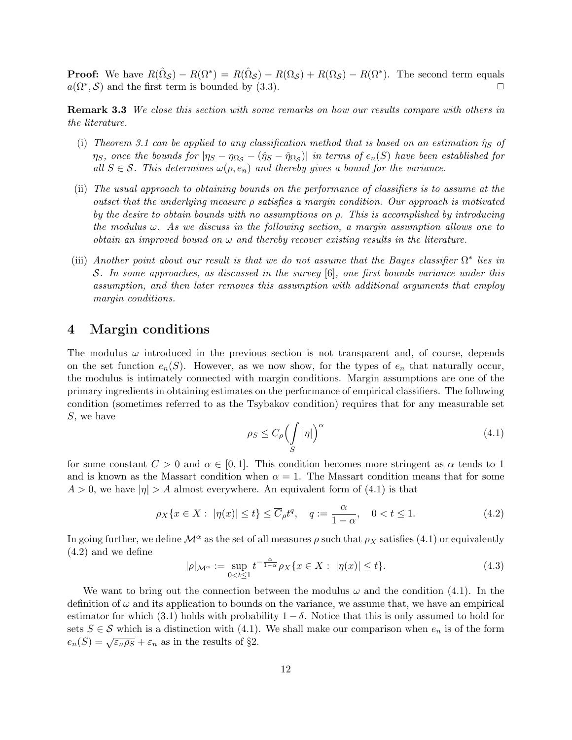**Proof:** We have $R(\hat{\Omega}_{\mathcal{S}}) - R(\Omega^*) = R(\hat{\Omega}_{\mathcal{S}}) - R(\Omega_{\mathcal{S}}) + R(\Omega_{\mathcal{S}}) - R(\Omega^*)$. The second term equals $a(\Omega^*, \mathcal{S})$ and the first term is bounded by (3.3). $\Box$

**Remark 3.3** *We close this section with some remarks on how our results compare with others in the literature.*

(i) *Theorem 3.1 can be applied to any classification method that is based on an estimation $\hat{\eta}_S$ of $\eta_S$, once the bounds for $|\eta_S - \eta_{\Omega_{\mathcal{S}}} - (\hat{\eta}_S - \hat{\eta}_{\Omega_{\mathcal{S}}})|$ in terms of $e_n(S)$ have been established for all $S \in \mathcal{S}$. This determines $\omega(\rho, e_n)$ and thereby gives a bound for the variance.*

(ii) *The usual approach to obtaining bounds on the performance of classifiers is to assume at the outset that the underlying measure $\rho$ satisfies a margin condition. Our approach is motivated by the desire to obtain bounds with no assumptions on $\rho$. This is accomplished by introducing the modulus $\omega$. As we discuss in the following section, a margin assumption allows one to obtain an improved bound on $\omega$ and thereby recover existing results in the literature.*

(iii) *Another point about our result is that we do not assume that the Bayes classifier $\Omega^*$ lies in $\mathcal{S}$. In some approaches, as discussed in the survey [6], one first bounds variance under this assumption, and then later removes this assumption with additional arguments that employ margin conditions.*

# 4 Margin conditions

The modulus $\omega$ introduced in the previous section is not transparent and, of course, depends on the set function $e_n(S)$. However, as we now show, for the types of $e_n$ that naturally occur, the modulus is intimately connected with margin conditions. Margin assumptions are one of the primary ingredients in obtaining estimates on the performance of empirical classifiers. The following condition (sometimes referred to as the Tsybakov condition) requires that for any measurable set $S$, we have

$$\rho_S \leq C_\rho \Big( \int_S |\eta| \Big)^\alpha \tag{4.1}$$

for some constant $C > 0$ and $\alpha \in [0, 1]$. This condition becomes more stringent as $\alpha$ tends to 1 and is known as the Massart condition when $\alpha = 1$. The Massart condition means that for some $A > 0$, we have $|\eta| > A$ almost everywhere. An equivalent form of (4.1) is that

$$\rho_X\{x \in X : \ |\eta(x)| \leq t\} \leq \overline{C}_\rho t^q, \quad q := \frac{\alpha}{1-\alpha}, \quad 0 < t \leq 1. \tag{4.2}$$

In going further, we define $\mathcal{M}^\alpha$ as the set of all measures $\rho$ such that $\rho_X$ satisfies (4.1) or equivalently (4.2) and we define

$$|\rho|_{\mathcal{M}^\alpha} := \sup_{0<t\leq 1} t^{-\frac{\alpha}{1-\alpha}} \rho_X\{x \in X : \ |\eta(x)| \leq t\}. \tag{4.3}$$

We want to bring out the connection between the modulus $\omega$ and the condition (4.1). In the definition of $\omega$ and its application to bounds on the variance, we assume that, we have an empirical estimator for which (3.1) holds with probability $1 - \delta$. Notice that this is only assumed to hold for sets $S \in \mathcal{S}$ which is a distinction with (4.1). We shall make our comparison when $e_n$ is of the form $e_n(S) = \sqrt{\varepsilon_n \rho_S} + \varepsilon_n$ as in the results of §2.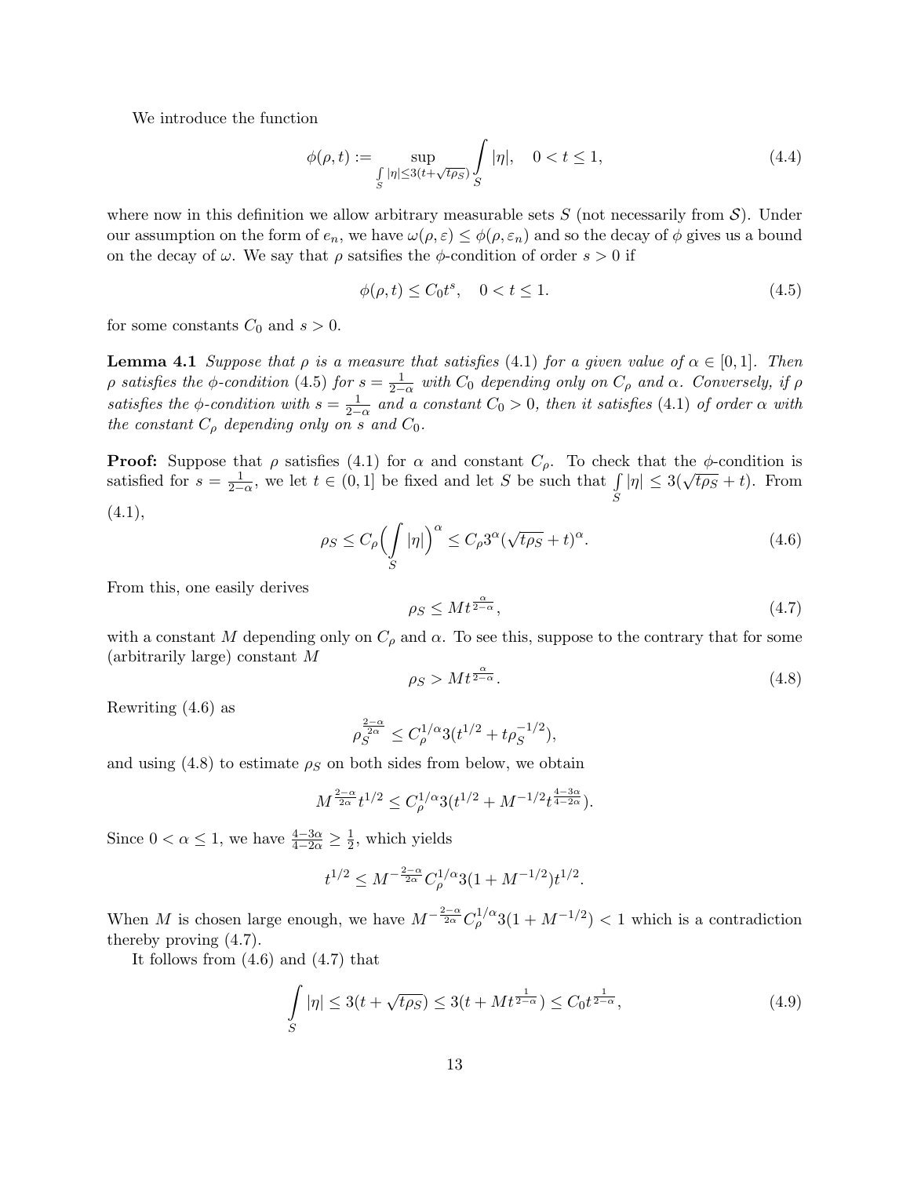We introduce the function

$$\phi(\rho, t) := \sup_{\int\limits_S |\eta| \leq 3(t+\sqrt{t\rho_S})} \int\limits_S |\eta|, \quad 0 < t \leq 1, \tag{4.4}$$

where now in this definition we allow arbitrary measurable sets $S$ (not necessarily from $\mathcal{S}$). Under our assumption on the form of $e_n$, we have $\omega(\rho, \varepsilon) \leq \phi(\rho, \varepsilon_n)$ and so the decay of $\phi$ gives us a bound on the decay of $\omega$. We say that $\rho$ satsifies the $\phi$-condition of order $s > 0$ if

$$\phi(\rho, t) \leq C_0 t^s, \quad 0 < t \leq 1. \tag{4.5}$$

for some constants $C_0$ and $s > 0$.

**Lemma 4.1** *Suppose that $\rho$ is a measure that satisfies (4.1) for a given value of $\alpha \in [0, 1]$. Then $\rho$ satisfies the $\phi$-condition (4.5) for $s = \frac{1}{2-\alpha}$ with $C_0$ depending only on $C_\rho$ and $\alpha$. Conversely, if $\rho$ satisfies the $\phi$-condition with $s = \frac{1}{2-\alpha}$ and a constant $C_0 > 0$, then it satisfies (4.1) of order $\alpha$ with the constant $C_\rho$ depending only on $s$ and $C_0$.*

**Proof:** Suppose that $\rho$ satisfies (4.1) for $\alpha$ and constant $C_\rho$. To check that the $\phi$-condition is satisfied for $s = \frac{1}{2-\alpha}$, we let $t \in (0, 1]$ be fixed and let $S$ be such that $\int\limits_S |\eta| \leq 3(\sqrt{t\rho_S} + t)$. From (4.1),

$$\rho_S \leq C_\rho \Big( \int\limits_S |\eta| \Big)^\alpha \leq C_\rho 3^\alpha (\sqrt{t\rho_S} + t)^\alpha. \tag{4.6}$$

From this, one easily derives

$$\rho_S \leq M t^{\frac{\alpha}{2-\alpha}}, \tag{4.7}$$

with a constant $M$ depending only on $C_\rho$ and $\alpha$. To see this, suppose to the contrary that for some (arbitrarily large) constant $M$

$$\rho_S > M t^{\frac{\alpha}{2-\alpha}}. \tag{4.8}$$

Rewriting (4.6) as

$$\rho_S^{\frac{2-\alpha}{2\alpha}} \leq C_\rho^{1/\alpha} 3 (t^{1/2} + t\rho_S^{-1/2}),$$

and using (4.8) to estimate $\rho_S$ on both sides from below, we obtain

$$M^{\frac{2-\alpha}{2\alpha}} t^{1/2} \leq C_\rho^{1/\alpha} 3 (t^{1/2} + M^{-1/2} t^{\frac{4-3\alpha}{4-2\alpha}}).$$

Since $0 < \alpha \leq 1$, we have $\frac{4-3\alpha}{4-2\alpha} \geq \frac{1}{2}$, which yields

$$t^{1/2} \leq M^{-\frac{2-\alpha}{2\alpha}} C_\rho^{1/\alpha} 3 (1 + M^{-1/2}) t^{1/2}.$$

When $M$ is chosen large enough, we have $M^{-\frac{2-\alpha}{2\alpha}} C_\rho^{1/\alpha} 3(1 + M^{-1/2}) < 1$ which is a contradiction thereby proving (4.7).

It follows from (4.6) and (4.7) that

$$\int\limits_S |\eta| \leq 3(t + \sqrt{t\rho_S}) \leq 3(t + M t^{\frac{1}{2-\alpha}}) \leq C_0 t^{\frac{1}{2-\alpha}}, \tag{4.9}$$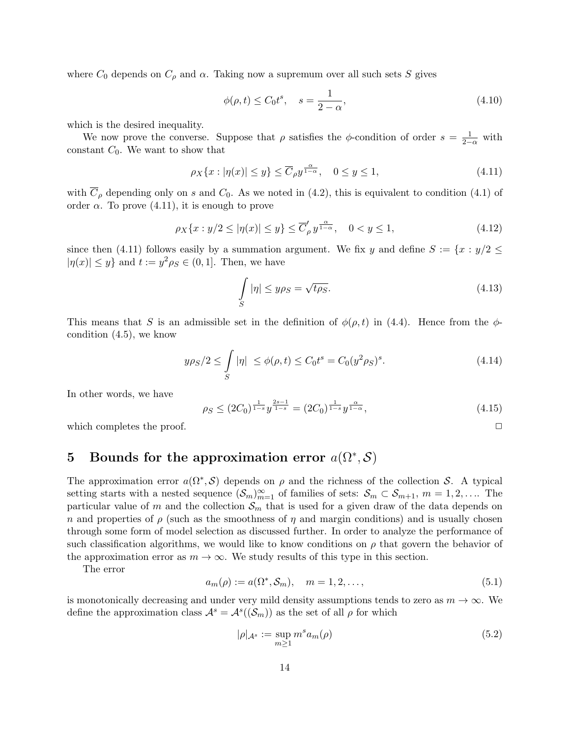where $C_0$ depends on $C_\rho$ and $\alpha$. Taking now a supremum over all such sets $S$ gives

$$\phi(\rho, t) \leq C_0 t^s, \quad s = \frac{1}{2-\alpha}, \tag{4.10}$$

which is the desired inequality.

We now prove the converse. Suppose that $\rho$ satisfies the $\phi$-condition of order $s = \frac{1}{2-\alpha}$ with constant $C_0$. We want to show that

$$\rho_X\{x : |\eta(x)| \leq y\} \leq \overline{C}_\rho y^{\frac{\alpha}{1-\alpha}}, \quad 0 \leq y \leq 1, \tag{4.11}$$

with $\overline{C}_\rho$ depending only on $s$ and $C_0$. As we noted in (4.2), this is equivalent to condition (4.1) of order $\alpha$. To prove (4.11), it is enough to prove

$$\rho_X\{x : y/2 \leq |\eta(x)| \leq y\} \leq \overline{C}'_\rho y^{\frac{\alpha}{1-\alpha}}, \quad 0 < y \leq 1, \tag{4.12}$$

since then (4.11) follows easily by a summation argument. We fix $y$ and define $S := \{x : y/2 \leq |\eta(x)| \leq y\}$ and $t := y^2 \rho_S \in (0, 1]$. Then, we have

$$\int_S |\eta| \leq y\rho_S = \sqrt{t\rho_S}. \tag{4.13}$$

This means that $S$ is an admissible set in the definition of $\phi(\rho, t)$ in (4.4). Hence from the $\phi$-condition (4.5), we know

$$y\rho_S/2 \leq \int_S |\eta| \leq \phi(\rho, t) \leq C_0 t^s = C_0 (y^2 \rho_S)^s. \tag{4.14}$$

In other words, we have

$$\rho_S \leq (2C_0)^{\frac{1}{1-s}} y^{\frac{2s-1}{1-s}} = (2C_0)^{\frac{1}{1-s}} y^{\frac{\alpha}{1-\alpha}}, \tag{4.15}$$

which completes the proof. □

# 5 Bounds for the approximation error $a(\Omega^*, \mathcal{S})$

The approximation error $a(\Omega^*, \mathcal{S})$ depends on $\rho$ and the richness of the collection $\mathcal{S}$. A typical setting starts with a nested sequence $(\mathcal{S}_m)_{m=1}^\infty$ of families of sets: $\mathcal{S}_m \subset \mathcal{S}_{m+1}$, $m = 1, 2, \ldots$. The particular value of $m$ and the collection $\mathcal{S}_m$ that is used for a given draw of the data depends on $n$ and properties of $\rho$ (such as the smoothness of $\eta$ and margin conditions) and is usually chosen through some form of model selection as discussed further. In order to analyze the performance of such classification algorithms, we would like to know conditions on $\rho$ that govern the behavior of the approximation error as $m \to \infty$. We study results of this type in this section.

The error

$$a_m(\rho) := a(\Omega^*, \mathcal{S}_m), \quad m = 1, 2, \ldots, \tag{5.1}$$

is monotonically decreasing and under very mild density assumptions tends to zero as $m \to \infty$. We define the approximation class $\mathcal{A}^s = \mathcal{A}^s((\mathcal{S}_m))$ as the set of all $\rho$ for which

$$|\rho|_{\mathcal{A}^s} := \sup_{m \geq 1} m^s a_m(\rho) \tag{5.2}$$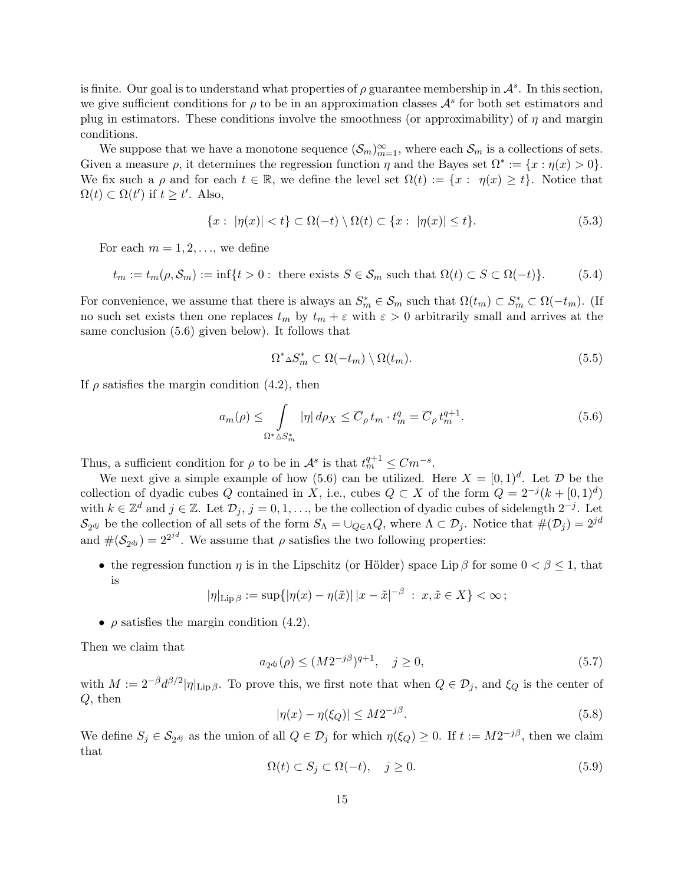is finite. Our goal is to understand what properties of $\rho$ guarantee membership in $\mathcal{A}^s$. In this section, we give sufficient conditions for $\rho$ to be in an approximation classes $\mathcal{A}^s$ for both set estimators and plug in estimators. These conditions involve the smoothness (or approximability) of $\eta$ and margin conditions.

We suppose that we have a monotone sequence $(\mathcal{S}_m)_{m=1}^{\infty}$, where each $\mathcal{S}_m$ is a collections of sets. Given a measure $\rho$, it determines the regression function $\eta$ and the Bayes set $\Omega^* := \{x : \eta(x) > 0\}$. We fix such a $\rho$ and for each $t \in \mathbb{R}$, we define the level set $\Omega(t) := \{x : \ \eta(x) \geq t\}$. Notice that $\Omega(t) \subset \Omega(t')$ if $t \geq t'$. Also,

$$\{x : \ |\eta(x)| < t\} \subset \Omega(-t) \setminus \Omega(t) \subset \{x : \ |\eta(x)| \leq t\}. \tag{5.3}$$

For each $m = 1, 2, \ldots$, we define

$$t_m := t_m(\rho, \mathcal{S}_m) := \inf\{t > 0 : \text{ there exists } S \in \mathcal{S}_m \text{ such that } \Omega(t) \subset S \subset \Omega(-t)\}. \tag{5.4}$$

For convenience, we assume that there is always an $S_m^* \in \mathcal{S}_m$ such that $\Omega(t_m) \subset S_m^* \subset \Omega(-t_m)$. (If no such set exists then one replaces $t_m$ by $t_m + \varepsilon$ with $\varepsilon > 0$ arbitrarily small and arrives at the same conclusion (5.6) given below). It follows that

$$\Omega^* \triangle S_m^* \subset \Omega(-t_m) \setminus \Omega(t_m). \tag{5.5}$$

If $\rho$ satisfies the margin condition (4.2), then

$$a_m(\rho) \leq \int\limits_{\Omega^* \triangle S_m^*} |\eta| \, d\rho_X \leq \overline{C}_\rho \, t_m \cdot t_m^q = \overline{C}_\rho \, t_m^{q+1}. \tag{5.6}$$

Thus, a sufficient condition for $\rho$ to be in $\mathcal{A}^s$ is that $t_m^{q+1} \leq C m^{-s}$.

We next give a simple example of how (5.6) can be utilized. Here $X = [0,1)^d$. Let $\mathcal{D}$ be the collection of dyadic cubes $Q$ contained in $X$, i.e., cubes $Q \subset X$ of the form $Q = 2^{-j}(k + [0,1)^d)$ with $k \in \mathbb{Z}^d$ and $j \in \mathbb{Z}$. Let $\mathcal{D}_j$, $j = 0, 1, \ldots$, be the collection of dyadic cubes of sidelength $2^{-j}$. Let $\mathcal{S}_{2^{dj}}$ be the collection of all sets of the form $S_\Lambda = \cup_{Q \in \Lambda} Q$, where $\Lambda \subset \mathcal{D}_j$. Notice that $\#(\mathcal{D}_j) = 2^{jd}$ and $\#(\mathcal{S}_{2^{dj}}) = 2^{2^{jd}}$. We assume that $\rho$ satisfies the two following properties:

- the regression function $\eta$ is in the Lipschitz (or Hölder) space $\mathrm{Lip}\,\beta$ for some $0 < \beta \leq 1$, that is
$$|\eta|_{\mathrm{Lip}\,\beta} := \sup\{|\eta(x) - \eta(\tilde{x})| \, |x - \tilde{x}|^{-\beta} \ : \ x, \tilde{x} \in X\} < \infty\,;$$
- $\rho$ satisfies the margin condition (4.2).

Then we claim that

$$a_{2^{dj}}(\rho) \leq (M 2^{-j\beta})^{q+1}, \quad j \geq 0, \tag{5.7}$$

with $M := 2^{-\beta} d^{\beta/2} |\eta|_{\mathrm{Lip}\,\beta}$. To prove this, we first note that when $Q \in \mathcal{D}_j$, and $\xi_Q$ is the center of $Q$, then

$$|\eta(x) - \eta(\xi_Q)| \leq M 2^{-j\beta}. \tag{5.8}$$

We define $S_j \in \mathcal{S}_{2^{dj}}$ as the union of all $Q \in \mathcal{D}_j$ for which $\eta(\xi_Q) \geq 0$. If $t := M 2^{-j\beta}$, then we claim that

$$\Omega(t) \subset S_j \subset \Omega(-t), \quad j \geq 0. \tag{5.9}$$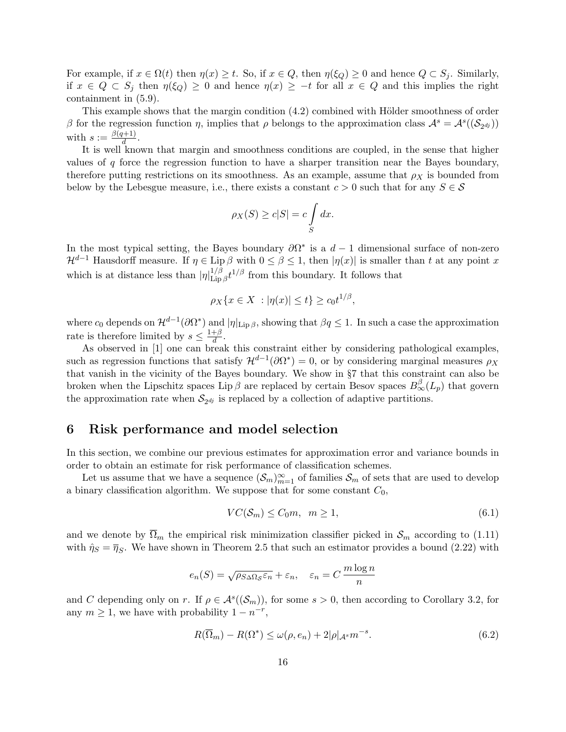For example, if $x \in \Omega(t)$ then $\eta(x) \geq t$. So, if $x \in Q$, then $\eta(\xi_Q) \geq 0$ and hence $Q \subset S_j$. Similarly, if $x \in Q \subset S_j$ then $\eta(\xi_Q) \geq 0$ and hence $\eta(x) \geq -t$ for all $x \in Q$ and this implies the right containment in (5.9).

This example shows that the margin condition (4.2) combined with Hölder smoothness of order $\beta$ for the regression function $\eta$, implies that $\rho$ belongs to the approximation class $\mathcal{A}^s = \mathcal{A}^s((\mathcal{S}_{2^{dj}}))$ with $s := \frac{\beta(q+1)}{d}$.

It is well known that margin and smoothness conditions are coupled, in the sense that higher values of $q$ force the regression function to have a sharper transition near the Bayes boundary, therefore putting restrictions on its smoothness. As an example, assume that $\rho_X$ is bounded from below by the Lebesgue measure, i.e., there exists a constant $c > 0$ such that for any $S \in \mathcal{S}$

$$\rho_X(S) \geq c|S| = c \int\limits_S dx.$$

In the most typical setting, the Bayes boundary $\partial\Omega^*$ is a $d-1$ dimensional surface of non-zero $\mathcal{H}^{d-1}$ Hausdorff measure. If $\eta \in \mathrm{Lip}\,\beta$ with $0 \leq \beta \leq 1$, then $|\eta(x)|$ is smaller than $t$ at any point $x$ which is at distance less than $|\eta|_{\mathrm{Lip}\,\beta}^{1/\beta} t^{1/\beta}$ from this boundary. It follows that

$$\rho_X\{x \in X \, : |\eta(x)| \leq t\} \geq c_0 t^{1/\beta},$$

where $c_0$ depends on $\mathcal{H}^{d-1}(\partial\Omega^*)$ and $|\eta|_{\mathrm{Lip}\,\beta}$, showing that $\beta q \leq 1$. In such a case the approximation rate is therefore limited by $s \leq \frac{1+\beta}{d}$.

As observed in [1] one can break this constraint either by considering pathological examples, such as regression functions that satisfy $\mathcal{H}^{d-1}(\partial\Omega^*) = 0$, or by considering marginal measures $\rho_X$ that vanish in the vicinity of the Bayes boundary. We show in §7 that this constraint can also be broken when the Lipschitz spaces $\mathrm{Lip}\,\beta$ are replaced by certain Besov spaces $B^\beta_\infty(L_p)$ that govern the approximation rate when $\mathcal{S}_{2^{dj}}$ is replaced by a collection of adaptive partitions.

## 6 Risk performance and model selection

In this section, we combine our previous estimates for approximation error and variance bounds in order to obtain an estimate for risk performance of classification schemes.

Let us assume that we have a sequence $(\mathcal{S}_m)_{m=1}^\infty$ of families $\mathcal{S}_m$ of sets that are used to develop a binary classification algorithm. We suppose that for some constant $C_0$,

$$VC(\mathcal{S}_m) \leq C_0 m, \quad m \geq 1, \tag{6.1}$$

and we denote by $\overline{\Omega}_m$ the empirical risk minimization classifier picked in $\mathcal{S}_m$ according to (1.11) with $\hat{\eta}_S = \overline{\eta}_S$. We have shown in Theorem 2.5 that such an estimator provides a bound (2.22) with

$$e_n(S) = \sqrt{\rho_{S \Delta \Omega_{\mathcal{S}}} \varepsilon_n} + \varepsilon_n, \quad \varepsilon_n = C \, \frac{m \log n}{n}$$

and $C$ depending only on $r$. If $\rho \in \mathcal{A}^s((\mathcal{S}_m))$, for some $s > 0$, then according to Corollary 3.2, for any $m \geq 1$, we have with probability $1 - n^{-r}$,

$$R(\overline{\Omega}_m) - R(\Omega^*) \leq \omega(\rho, e_n) + 2|\rho|_{\mathcal{A}^s} m^{-s}. \tag{6.2}$$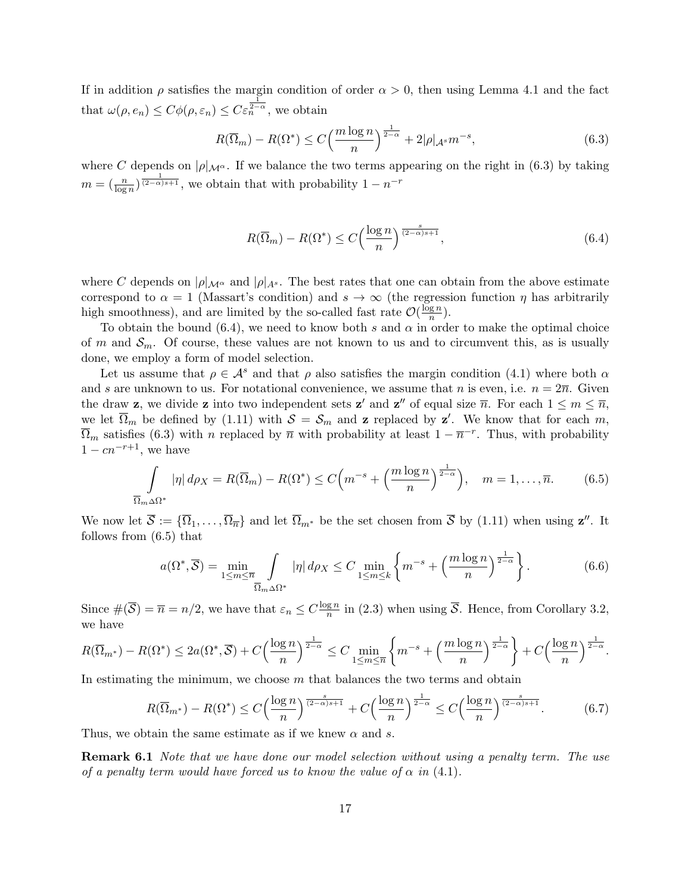If in addition $\rho$ satisfies the margin condition of order $\alpha > 0$, then using Lemma 4.1 and the fact that $\omega(\rho, e_n) \leq C\phi(\rho, \varepsilon_n) \leq C\varepsilon_n^{\frac{1}{2-\alpha}}$, we obtain

$$R(\overline{\Omega}_m) - R(\Omega^*) \leq C\Big(\frac{m \log n}{n}\Big)^{\frac{1}{2-\alpha}} + 2|\rho|_{\mathcal{A}^s} m^{-s}, \tag{6.3}$$

where $C$ depends on $|\rho|_{\mathcal{M}^\alpha}$. If we balance the two terms appearing on the right in (6.3) by taking $m = (\frac{n}{\log n})^{\frac{1}{(2-\alpha)s+1}}$, we obtain that with probability $1 - n^{-r}$

$$R(\overline{\Omega}_m) - R(\Omega^*) \leq C\Big(\frac{\log n}{n}\Big)^{\frac{s}{(2-\alpha)s+1}}, \tag{6.4}$$

where $C$ depends on $|\rho|_{\mathcal{M}^\alpha}$ and $|\rho|_{A^s}$. The best rates that one can obtain from the above estimate correspond to $\alpha = 1$ (Massart's condition) and $s \to \infty$ (the regression function $\eta$ has arbitrarily high smoothness), and are limited by the so-called fast rate $\mathcal{O}(\frac{\log n}{n})$.

To obtain the bound (6.4), we need to know both $s$ and $\alpha$ in order to make the optimal choice of $m$ and $\mathcal{S}_m$. Of course, these values are not known to us and to circumvent this, as is usually done, we employ a form of model selection.

Let us assume that $\rho \in \mathcal{A}^s$ and that $\rho$ also satisfies the margin condition (4.1) where both $\alpha$ and $s$ are unknown to us. For notational convenience, we assume that $n$ is even, i.e. $n = 2\overline{n}$. Given the draw $\mathbf{z}$, we divide $\mathbf{z}$ into two independent sets $\mathbf{z}'$ and $\mathbf{z}''$ of equal size $\overline{n}$. For each $1 \leq m \leq \overline{n}$, we let $\overline{\Omega}_m$ be defined by (1.11) with $\mathcal{S} = \mathcal{S}_m$ and $\mathbf{z}$ replaced by $\mathbf{z}'$. We know that for each $m$, $\overline{\Omega}_m$ satisfies (6.3) with $n$ replaced by $\overline{n}$ with probability at least $1 - \overline{n}^{-r}$. Thus, with probability $1 - cn^{-r+1}$, we have

$$\int\limits_{\overline{\Omega}_m \Delta \Omega^*} |\eta|\, d\rho_X = R(\overline{\Omega}_m) - R(\Omega^*) \leq C\Big(m^{-s} + \Big(\frac{m \log n}{n}\Big)^{\frac{1}{2-\alpha}}\Big), \quad m = 1, \ldots, \overline{n}. \tag{6.5}$$

We now let $\overline{\mathcal{S}} := \{\overline{\Omega}_1, \ldots, \overline{\Omega}_{\overline{n}}\}$ and let $\overline{\Omega}_{m^*}$ be the set chosen from $\overline{\mathcal{S}}$ by (1.11) when using $\mathbf{z}''$. It follows from (6.5) that

$$a(\Omega^*, \overline{\mathcal{S}}) = \min_{1 \leq m \leq \overline{n}} \int\limits_{\overline{\Omega}_m \Delta \Omega^*} |\eta|\, d\rho_X \leq C \min_{1 \leq m \leq k} \Big\{ m^{-s} + \Big(\frac{m \log n}{n}\Big)^{\frac{1}{2-\alpha}} \Big\}. \tag{6.6}$$

Since $\#(\overline{\mathcal{S}}) = \overline{n} = n/2$, we have that $\varepsilon_n \leq C\frac{\log n}{n}$ in (2.3) when using $\overline{\mathcal{S}}$. Hence, from Corollary 3.2, we have

$$R(\overline{\Omega}_{m^*}) - R(\Omega^*) \leq 2a(\Omega^*, \overline{\mathcal{S}}) + C\Big(\frac{\log n}{n}\Big)^{\frac{1}{2-\alpha}} \leq C \min_{1 \leq m \leq \overline{n}} \Big\{ m^{-s} + \Big(\frac{m \log n}{n}\Big)^{\frac{1}{2-\alpha}} \Big\} + C\Big(\frac{\log n}{n}\Big)^{\frac{1}{2-\alpha}}.$$

In estimating the minimum, we choose $m$ that balances the two terms and obtain

$$R(\overline{\Omega}_{m^*}) - R(\Omega^*) \leq C\Big(\frac{\log n}{n}\Big)^{\frac{s}{(2-\alpha)s+1}} + C\Big(\frac{\log n}{n}\Big)^{\frac{1}{2-\alpha}} \leq C\Big(\frac{\log n}{n}\Big)^{\frac{s}{(2-\alpha)s+1}}. \tag{6.7}$$

Thus, we obtain the same estimate as if we knew $\alpha$ and $s$.

**Remark 6.1** *Note that we have done our model selection without using a penalty term. The use of a penalty term would have forced us to know the value of $\alpha$ in (4.1).*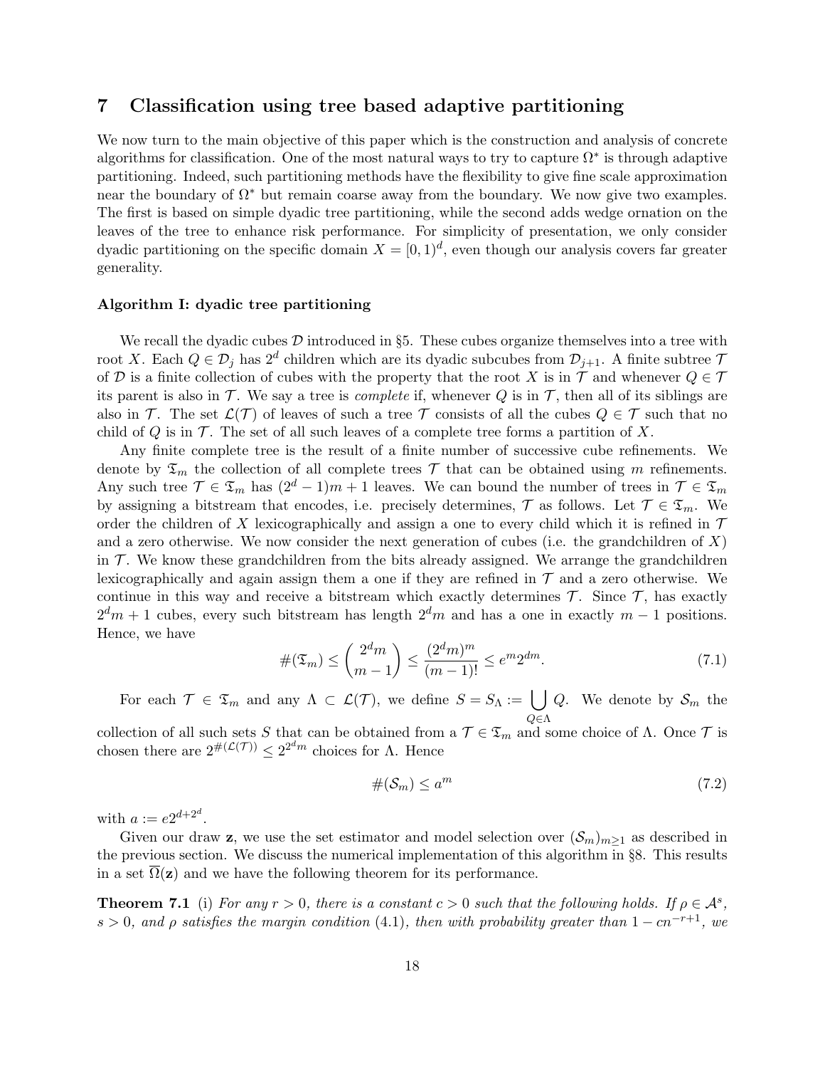## 7 Classification using tree based adaptive partitioning

We now turn to the main objective of this paper which is the construction and analysis of concrete algorithms for classification. One of the most natural ways to try to capture $\Omega^*$ is through adaptive partitioning. Indeed, such partitioning methods have the flexibility to give fine scale approximation near the boundary of $\Omega^*$ but remain coarse away from the boundary. We now give two examples. The first is based on simple dyadic tree partitioning, while the second adds wedge ornation on the leaves of the tree to enhance risk performance. For simplicity of presentation, we only consider dyadic partitioning on the specific domain $X = [0,1)^d$, even though our analysis covers far greater generality.

**Algorithm I: dyadic tree partitioning**

We recall the dyadic cubes $\mathcal{D}$ introduced in §5. These cubes organize themselves into a tree with root $X$. Each $Q \in \mathcal{D}_j$ has $2^d$ children which are its dyadic subcubes from $\mathcal{D}_{j+1}$. A finite subtree $\mathcal{T}$ of $\mathcal{D}$ is a finite collection of cubes with the property that the root $X$ is in $\mathcal{T}$ and whenever $Q \in \mathcal{T}$ its parent is also in $\mathcal{T}$. We say a tree is *complete* if, whenever $Q$ is in $\mathcal{T}$, then all of its siblings are also in $\mathcal{T}$. The set $\mathcal{L}(\mathcal{T})$ of leaves of such a tree $\mathcal{T}$ consists of all the cubes $Q \in \mathcal{T}$ such that no child of $Q$ is in $\mathcal{T}$. The set of all such leaves of a complete tree forms a partition of $X$.

Any finite complete tree is the result of a finite number of successive cube refinements. We denote by $\mathfrak{T}_m$ the collection of all complete trees $\mathcal{T}$ that can be obtained using $m$ refinements. Any such tree $\mathcal{T} \in \mathfrak{T}_m$ has $(2^d-1)m+1$ leaves. We can bound the number of trees in $\mathcal{T} \in \mathfrak{T}_m$ by assigning a bitstream that encodes, i.e. precisely determines, $\mathcal{T}$ as follows. Let $\mathcal{T} \in \mathfrak{T}_m$. We order the children of $X$ lexicographically and assign a one to every child which it is refined in $\mathcal{T}$ and a zero otherwise. We now consider the next generation of cubes (i.e. the grandchildren of $X$) in $\mathcal{T}$. We know these grandchildren from the bits already assigned. We arrange the grandchildren lexicographically and again assign them a one if they are refined in $\mathcal{T}$ and a zero otherwise. We continue in this way and receive a bitstream which exactly determines $\mathcal{T}$. Since $\mathcal{T}$, has exactly $2^d m + 1$ cubes, every such bitstream has length $2^d m$ and has a one in exactly $m-1$ positions. Hence, we have

$$\#(\mathfrak{T}_m) \le \binom{2^d m}{m-1} \le \frac{(2^d m)^m}{(m-1)!} \le e^m 2^{dm}. \tag{7.1}$$

For each $\mathcal{T} \in \mathfrak{T}_m$ and any $\Lambda \subset \mathcal{L}(\mathcal{T})$, we define $S = S_\Lambda := \bigcup_{Q \in \Lambda} Q$. We denote by $\mathcal{S}_m$ the collection of all such sets $S$ that can be obtained from a $\mathcal{T} \in \mathfrak{T}_m$ and some choice of $\Lambda$. Once $\mathcal{T}$ is chosen there are $2^{\#(\mathcal{L}(\mathcal{T}))} \le 2^{2^d m}$ choices for $\Lambda$. Hence

$$\#(\mathcal{S}_m) \le a^m \tag{7.2}$$

with $a := e2^{d+2^d}$.

Given our draw $\mathbf{z}$, we use the set estimator and model selection over $(\mathcal{S}_m)_{m \ge 1}$ as described in the previous section. We discuss the numerical implementation of this algorithm in §8. This results in a set $\overline{\Omega}(\mathbf{z})$ and we have the following theorem for its performance.

**Theorem 7.1** (i) *For any $r > 0$, there is a constant $c > 0$ such that the following holds. If $\rho \in \mathcal{A}^s$, $s > 0$, and $\rho$ satisfies the margin condition* (4.1)*, then with probability greater than $1 - cn^{-r+1}$, we*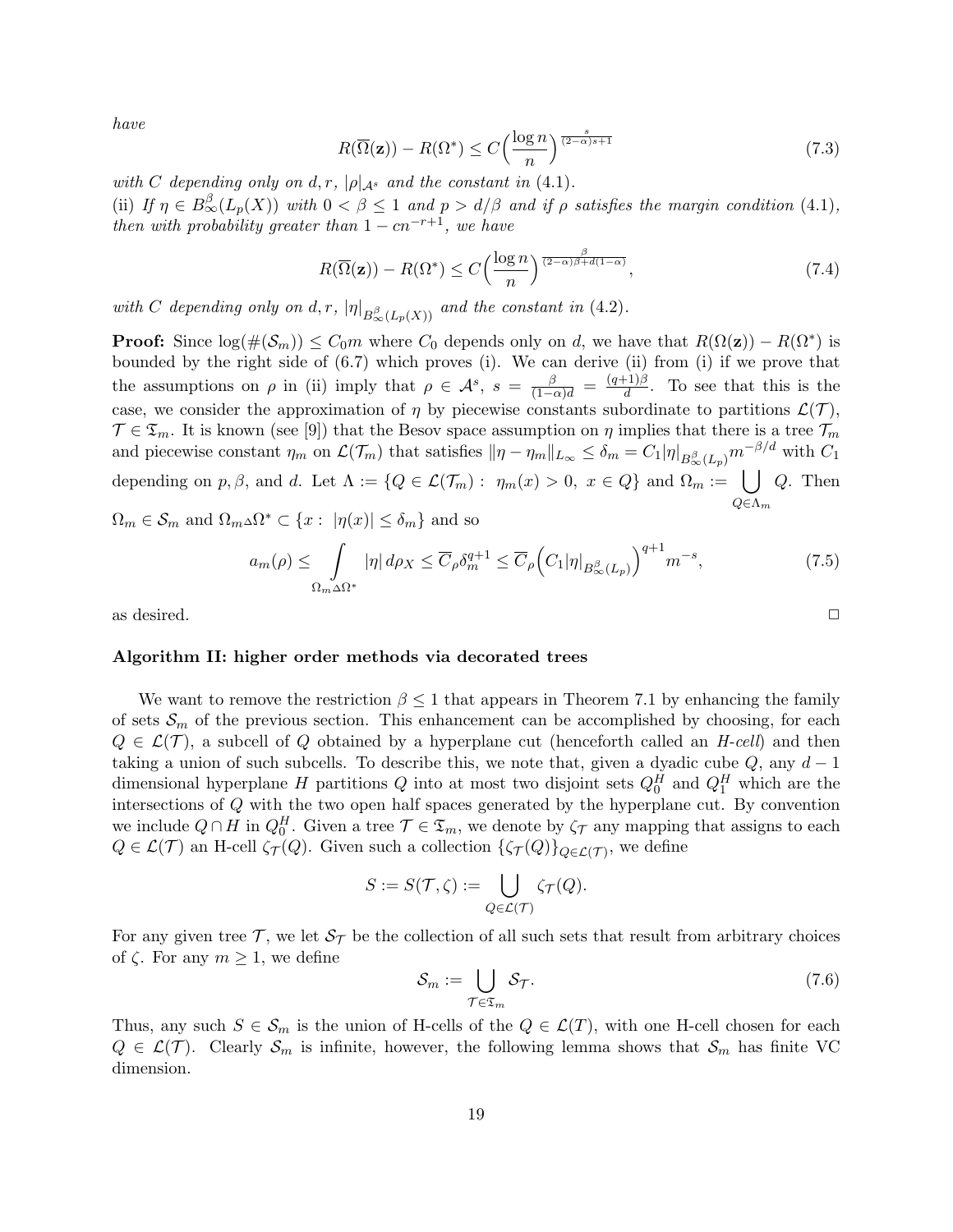*have*

$$R(\overline{\Omega}(\mathbf{z})) - R(\Omega^*) \leq C\Big(\frac{\log n}{n}\Big)^{\frac{s}{(2-\alpha)s+1}} \tag{7.3}$$

*with $C$ depending only on $d, r$, $|\rho|_{\mathcal{A}^s}$ and the constant in* (4.1).
(ii) *If $\eta \in B^{\beta}_{\infty}(L_p(X))$ with $0 < \beta \leq 1$ and $p > d/\beta$ and if $\rho$ satisfies the margin condition* (4.1), *then with probability greater than $1 - cn^{-r+1}$, we have*

$$R(\overline{\Omega}(\mathbf{z})) - R(\Omega^*) \leq C\Big(\frac{\log n}{n}\Big)^{\frac{\beta}{(2-\alpha)\beta + d(1-\alpha)}}, \tag{7.4}$$

*with $C$ depending only on $d, r$, $|\eta|_{B^{\beta}_{\infty}(L_p(X))}$ and the constant in* (4.2).

**Proof:** Since $\log(\#(\mathcal{S}_m)) \leq C_0 m$ where $C_0$ depends only on $d$, we have that $R(\Omega(\mathbf{z})) - R(\Omega^*)$ is bounded by the right side of (6.7) which proves (i). We can derive (ii) from (i) if we prove that the assumptions on $\rho$ in (ii) imply that $\rho \in \mathcal{A}^s$, $s = \frac{\beta}{(1-\alpha)d} = \frac{(q+1)\beta}{d}$. To see that this is the case, we consider the approximation of $\eta$ by piecewise constants subordinate to partitions $\mathcal{L}(\mathcal{T})$, $\mathcal{T} \in \mathfrak{T}_m$. It is known (see [9]) that the Besov space assumption on $\eta$ implies that there is a tree $\mathcal{T}_m$ and piecewise constant $\eta_m$ on $\mathcal{L}(\mathcal{T}_m)$ that satisfies $\|\eta - \eta_m\|_{L_\infty} \leq \delta_m = C_1 |\eta|_{B^{\beta}_{\infty}(L_p)} m^{-\beta/d}$ with $C_1$ depending on $p, \beta$, and $d$. Let $\Lambda := \{Q \in \mathcal{L}(\mathcal{T}_m) : \ \eta_m(x) > 0, \ x \in Q\}$ and $\Omega_m := \bigcup_{Q \in \Lambda_m} Q$. Then $\Omega_m \in \mathcal{S}_m$ and $\Omega_m \triangle \Omega^* \subset \{x : \ |\eta(x)| \leq \delta_m\}$ and so

$$a_m(\rho) \leq \int_{\Omega_m \triangle \Omega^*} |\eta| \, d\rho_X \leq \overline{C}_\rho \delta_m^{q+1} \leq \overline{C}_\rho \Big(C_1 |\eta|_{B^{\beta}_{\infty}(L_p)}\Big)^{q+1} m^{-s}, \tag{7.5}$$

as desired. $\Box$

**Algorithm II: higher order methods via decorated trees**

We want to remove the restriction $\beta \leq 1$ that appears in Theorem 7.1 by enhancing the family of sets $\mathcal{S}_m$ of the previous section. This enhancement can be accomplished by choosing, for each $Q \in \mathcal{L}(\mathcal{T})$, a subcell of $Q$ obtained by a hyperplane cut (henceforth called an *H-cell*) and then taking a union of such subcells. To describe this, we note that, given a dyadic cube $Q$, any $d-1$ dimensional hyperplane $H$ partitions $Q$ into at most two disjoint sets $Q^H_0$ and $Q^H_1$ which are the intersections of $Q$ with the two open half spaces generated by the hyperplane cut. By convention we include $Q \cap H$ in $Q^H_0$. Given a tree $\mathcal{T} \in \mathfrak{T}_m$, we denote by $\zeta_{\mathcal{T}}$ any mapping that assigns to each $Q \in \mathcal{L}(\mathcal{T})$ an H-cell $\zeta_{\mathcal{T}}(Q)$. Given such a collection $\{\zeta_{\mathcal{T}}(Q)\}_{Q \in \mathcal{L}(\mathcal{T})}$, we define

$$S := S(\mathcal{T}, \zeta) := \bigcup_{Q \in \mathcal{L}(\mathcal{T})} \zeta_{\mathcal{T}}(Q).$$

For any given tree $\mathcal{T}$, we let $\mathcal{S}_{\mathcal{T}}$ be the collection of all such sets that result from arbitrary choices of $\zeta$. For any $m \geq 1$, we define

$$\mathcal{S}_m := \bigcup_{\mathcal{T} \in \mathfrak{T}_m} \mathcal{S}_{\mathcal{T}}. \tag{7.6}$$

Thus, any such $S \in \mathcal{S}_m$ is the union of H-cells of the $Q \in \mathcal{L}(T)$, with one H-cell chosen for each $Q \in \mathcal{L}(\mathcal{T})$. Clearly $\mathcal{S}_m$ is infinite, however, the following lemma shows that $\mathcal{S}_m$ has finite VC dimension.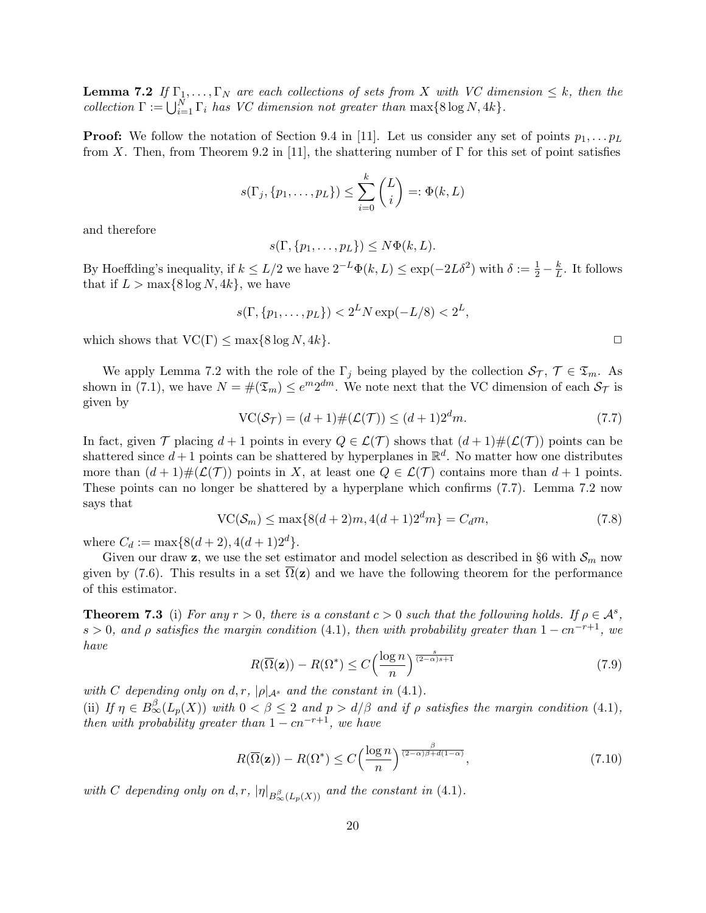**Lemma 7.2** *If $\Gamma_1, \dots, \Gamma_N$ are each collections of sets from $X$ with VC dimension $\leq k$, then the collection $\Gamma := \bigcup_{i=1}^N \Gamma_i$ has VC dimension not greater than $\max\{8 \log N, 4k\}$.*

**Proof:** We follow the notation of Section 9.4 in [11]. Let us consider any set of points $p_1, \dots p_L$ from $X$. Then, from Theorem 9.2 in [11], the shattering number of $\Gamma$ for this set of point satisfies

$$s(\Gamma_j, \{p_1, \dots, p_L\}) \leq \sum_{i=0}^{k} \binom{L}{i} =: \Phi(k, L)$$

and therefore

$$s(\Gamma, \{p_1, \dots, p_L\}) \leq N \Phi(k, L).$$

By Hoeffding's inequality, if $k \leq L/2$ we have $2^{-L}\Phi(k, L) \leq \exp(-2L\delta^2)$ with $\delta := \frac{1}{2} - \frac{k}{L}$. It follows that if $L > \max\{8 \log N, 4k\}$, we have

$$s(\Gamma, \{p_1, \dots, p_L\}) < 2^L N \exp(-L/8) < 2^L,$$

which shows that $\mathrm{VC}(\Gamma) \leq \max\{8 \log N, 4k\}$. □

We apply Lemma 7.2 with the role of the $\Gamma_j$ being played by the collection $\mathcal{S}_\mathcal{T}$, $\mathcal{T} \in \mathfrak{T}_m$. As shown in (7.1), we have $N = \#(\mathfrak{T}_m) \leq e^m 2^{dm}$. We note next that the VC dimension of each $\mathcal{S}_\mathcal{T}$ is given by

$$\mathrm{VC}(\mathcal{S}_\mathcal{T}) = (d+1)\#(\mathcal{L}(\mathcal{T})) \leq (d+1)2^d m. \tag{7.7}$$

In fact, given $\mathcal{T}$ placing $d+1$ points in every $Q \in \mathcal{L}(\mathcal{T})$ shows that $(d+1)\#(\mathcal{L}(\mathcal{T}))$ points can be shattered since $d+1$ points can be shattered by hyperplanes in $\mathbb{R}^d$. No matter how one distributes more than $(d+1)\#(\mathcal{L}(\mathcal{T}))$ points in $X$, at least one $Q \in \mathcal{L}(\mathcal{T})$ contains more than $d+1$ points. These points can no longer be shattered by a hyperplane which confirms (7.7). Lemma 7.2 now says that

$$\mathrm{VC}(\mathcal{S}_m) \leq \max\{8(d+2)m, 4(d+1)2^d m\} = C_d m, \tag{7.8}$$

where $C_d := \max\{8(d+2), 4(d+1)2^d\}$.

Given our draw $\mathbf{z}$, we use the set estimator and model selection as described in §6 with $\mathcal{S}_m$ now given by (7.6). This results in a set $\overline{\Omega}(\mathbf{z})$ and we have the following theorem for the performance of this estimator.

**Theorem 7.3** (i) *For any $r > 0$, there is a constant $c > 0$ such that the following holds. If $\rho \in \mathcal{A}^s$, $s > 0$, and $\rho$ satisfies the margin condition (4.1), then with probability greater than $1 - cn^{-r+1}$, we have*

$$R(\overline{\Omega}(\mathbf{z})) - R(\Omega^*) \leq C\Big(\frac{\log n}{n}\Big)^{\frac{s}{(2-\alpha)s+1}} \tag{7.9}$$

*with $C$ depending only on $d, r$, $|\rho|_{\mathcal{A}^s}$ and the constant in (4.1).*
(ii) *If $\eta \in B^\beta_\infty(L_p(X))$ with $0 < \beta \leq 2$ and $p > d/\beta$ and if $\rho$ satisfies the margin condition (4.1), then with probability greater than $1 - cn^{-r+1}$, we have*

$$R(\overline{\Omega}(\mathbf{z})) - R(\Omega^*) \leq C\Big(\frac{\log n}{n}\Big)^{\frac{\beta}{(2-\alpha)\beta + d(1-\alpha)}}, \tag{7.10}$$

*with $C$ depending only on $d, r$, $|\eta|_{B^\beta_\infty(L_p(X))}$ and the constant in (4.1).*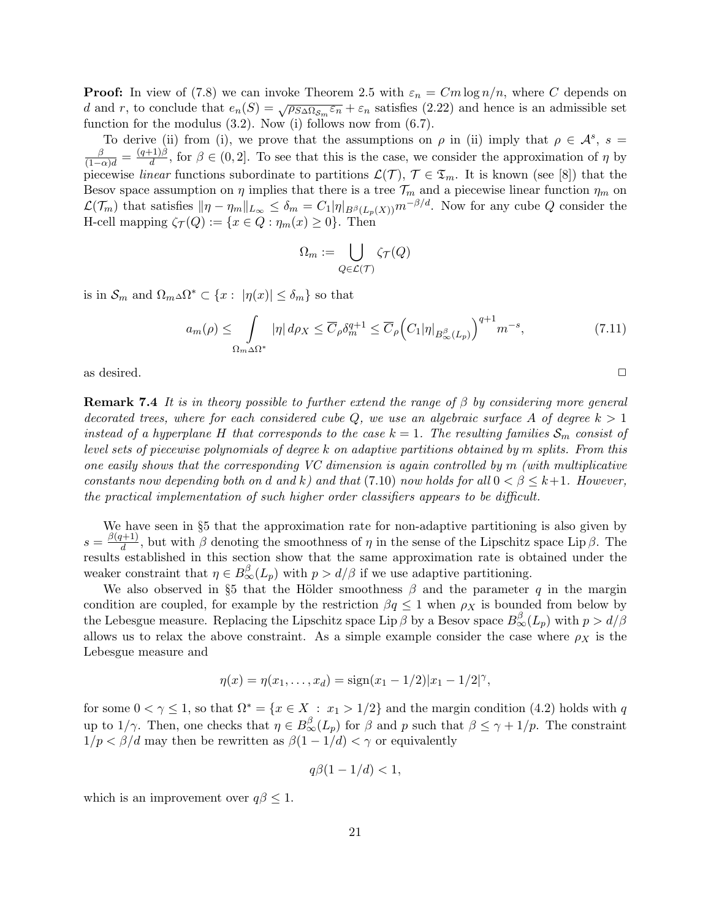**Proof:** In view of (7.8) we can invoke Theorem 2.5 with $\varepsilon_n = Cm \log n/n$, where $C$ depends on $d$ and $r$, to conclude that $e_n(S) = \sqrt{\rho_{S\Delta\Omega_{\mathcal{S}_m}} \varepsilon_n} + \varepsilon_n$ satisfies (2.22) and hence is an admissible set function for the modulus (3.2). Now (i) follows now from (6.7).

To derive (ii) from (i), we prove that the assumptions on $\rho$ in (ii) imply that $\rho \in \mathcal{A}^s$, $s = \frac{\beta}{(1-\alpha)d} = \frac{(q+1)\beta}{d}$, for $\beta \in (0, 2]$. To see that this is the case, we consider the approximation of $\eta$ by piecewise *linear* functions subordinate to partitions $\mathcal{L}(\mathcal{T})$, $\mathcal{T} \in \mathfrak{T}_m$. It is known (see [8]) that the Besov space assumption on $\eta$ implies that there is a tree $\mathcal{T}_m$ and a piecewise linear function $\eta_m$ on $\mathcal{L}(\mathcal{T}_m)$ that satisfies $\|\eta - \eta_m\|_{L_\infty} \le \delta_m = C_1|\eta|_{B^\beta(L_p(X))} m^{-\beta/d}$. Now for any cube $Q$ consider the H-cell mapping $\zeta_{\mathcal{T}}(Q) := \{x \in Q : \eta_m(x) \ge 0\}$. Then

$$\Omega_m := \bigcup_{Q \in \mathcal{L}(\mathcal{T})} \zeta_{\mathcal{T}}(Q)$$

is in $\mathcal{S}_m$ and $\Omega_m \Delta \Omega^* \subset \{x : \ |\eta(x)| \le \delta_m\}$ so that

$$a_m(\rho) \le \int_{\Omega_m \Delta \Omega^*} |\eta| \, d\rho_X \le \overline{C}_\rho \delta_m^{q+1} \le \overline{C}_\rho \Big( C_1 |\eta|_{B^\beta_\infty(L_p)} \Big)^{q+1} m^{-s}, \tag{7.11}$$

as desired. $\square$

**Remark 7.4** *It is in theory possible to further extend the range of $\beta$ by considering more general decorated trees, where for each considered cube $Q$, we use an algebraic surface $A$ of degree $k > 1$ instead of a hyperplane $H$ that corresponds to the case $k = 1$. The resulting families $\mathcal{S}_m$ consist of level sets of piecewise polynomials of degree $k$ on adaptive partitions obtained by $m$ splits. From this one easily shows that the corresponding VC dimension is again controlled by $m$ (with multiplicative constants now depending both on $d$ and $k$) and that (7.10) now holds for all $0 < \beta \le k+1$. However, the practical implementation of such higher order classifiers appears to be difficult.*

We have seen in §5 that the approximation rate for non-adaptive partitioning is also given by $s = \frac{\beta(q+1)}{d}$, but with $\beta$ denoting the smoothness of $\eta$ in the sense of the Lipschitz space $\mathrm{Lip}\, \beta$. The results established in this section show that the same approximation rate is obtained under the weaker constraint that $\eta \in B^\beta_\infty(L_p)$ with $p > d/\beta$ if we use adaptive partitioning.

We also observed in §5 that the Hölder smoothness $\beta$ and the parameter $q$ in the margin condition are coupled, for example by the restriction $\beta q \le 1$ when $\rho_X$ is bounded from below by the Lebesgue measure. Replacing the Lipschitz space $\mathrm{Lip}\, \beta$ by a Besov space $B^\beta_\infty(L_p)$ with $p > d/\beta$ allows us to relax the above constraint. As a simple example consider the case where $\rho_X$ is the Lebesgue measure and

$$\eta(x) = \eta(x_1, \ldots, x_d) = \mathrm{sign}(x_1 - 1/2)|x_1 - 1/2|^\gamma,$$

for some $0 < \gamma \le 1$, so that $\Omega^* = \{x \in X \ : \ x_1 > 1/2\}$ and the margin condition (4.2) holds with $q$ up to $1/\gamma$. Then, one checks that $\eta \in B^\beta_\infty(L_p)$ for $\beta$ and $p$ such that $\beta \le \gamma + 1/p$. The constraint $1/p < \beta/d$ may then be rewritten as $\beta(1 - 1/d) < \gamma$ or equivalently

$$q\beta(1 - 1/d) < 1,$$

which is an improvement over $q\beta \le 1$.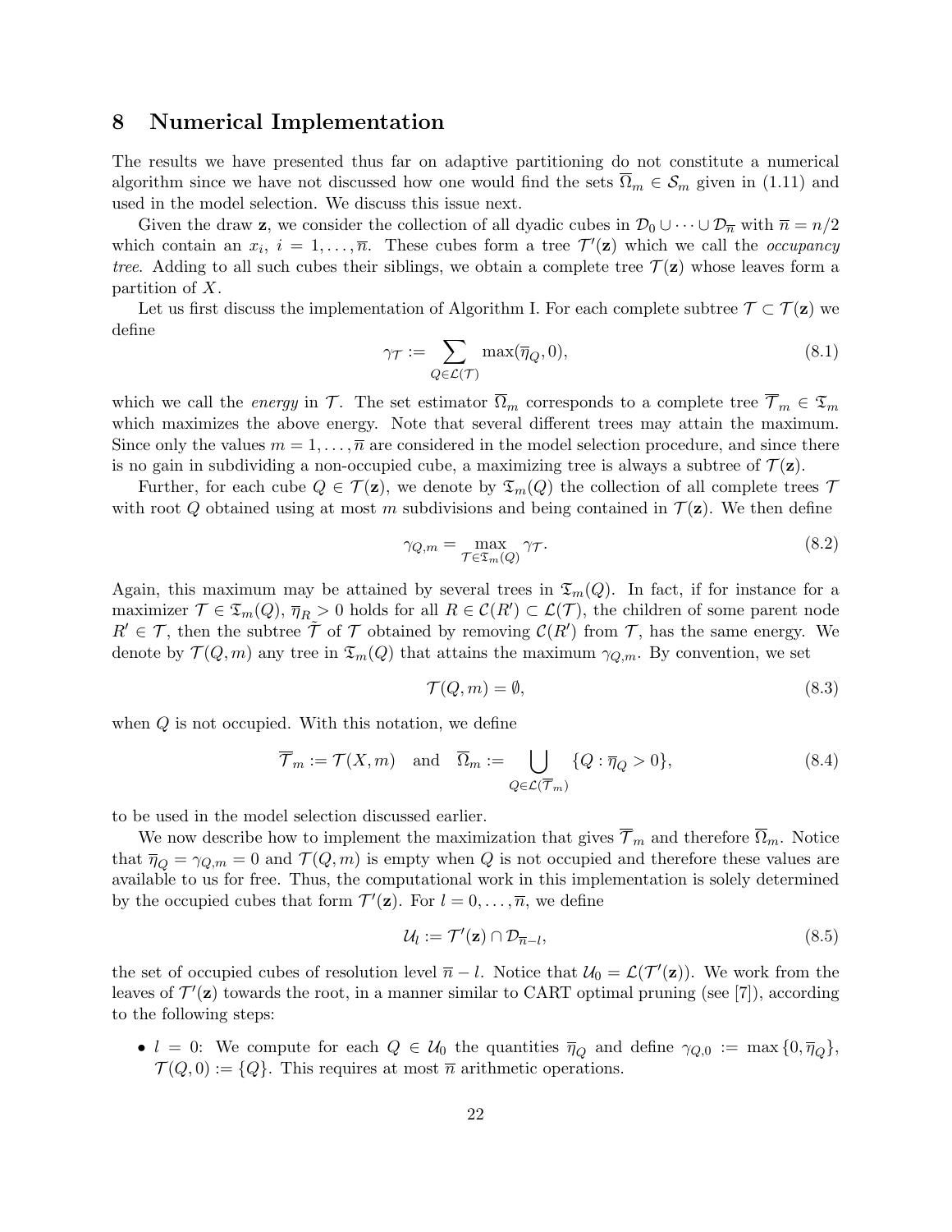## 8 Numerical Implementation

The results we have presented thus far on adaptive partitioning do not constitute a numerical algorithm since we have not discussed how one would find the sets $\overline{\Omega}_m \in \mathcal{S}_m$ given in (1.11) and used in the model selection. We discuss this issue next.

Given the draw $\mathbf{z}$, we consider the collection of all dyadic cubes in $\mathcal{D}_0 \cup \cdots \cup \mathcal{D}_{\overline{n}}$ with $\overline{n} = n/2$ which contain an $x_i$, $i = 1, \ldots, \overline{n}$. These cubes form a tree $\mathcal{T}'(\mathbf{z})$ which we call the *occupancy tree*. Adding to all such cubes their siblings, we obtain a complete tree $\mathcal{T}(\mathbf{z})$ whose leaves form a partition of $X$.

Let us first discuss the implementation of Algorithm I. For each complete subtree $\mathcal{T} \subset \mathcal{T}(\mathbf{z})$ we define

$$\gamma_{\mathcal{T}} := \sum_{Q \in \mathcal{L}(\mathcal{T})} \max(\overline{\eta}_Q, 0), \tag{8.1}$$

which we call the *energy* in $\mathcal{T}$. The set estimator $\overline{\Omega}_m$ corresponds to a complete tree $\overline{\mathcal{T}}_m \in \mathfrak{T}_m$ which maximizes the above energy. Note that several different trees may attain the maximum. Since only the values $m = 1, \ldots, \overline{n}$ are considered in the model selection procedure, and since there is no gain in subdividing a non-occupied cube, a maximizing tree is always a subtree of $\mathcal{T}(\mathbf{z})$.

Further, for each cube $Q \in \mathcal{T}(\mathbf{z})$, we denote by $\mathfrak{T}_m(Q)$ the collection of all complete trees $\mathcal{T}$ with root $Q$ obtained using at most $m$ subdivisions and being contained in $\mathcal{T}(\mathbf{z})$. We then define

$$\gamma_{Q,m} = \max_{\mathcal{T} \in \mathfrak{T}_m(Q)} \gamma_{\mathcal{T}}. \tag{8.2}$$

Again, this maximum may be attained by several trees in $\mathfrak{T}_m(Q)$. In fact, if for instance for a maximizer $\mathcal{T} \in \mathfrak{T}_m(Q)$, $\overline{\eta}_R > 0$ holds for all $R \in \mathcal{C}(R') \subset \mathcal{L}(\mathcal{T})$, the children of some parent node $R' \in \mathcal{T}$, then the subtree $\tilde{\mathcal{T}}$ of $\mathcal{T}$ obtained by removing $\mathcal{C}(R')$ from $\mathcal{T}$, has the same energy. We denote by $\mathcal{T}(Q, m)$ any tree in $\mathfrak{T}_m(Q)$ that attains the maximum $\gamma_{Q,m}$. By convention, we set

$$\mathcal{T}(Q, m) = \emptyset, \tag{8.3}$$

when $Q$ is not occupied. With this notation, we define

$$\overline{\mathcal{T}}_m := \mathcal{T}(X, m) \quad \text{and} \quad \overline{\Omega}_m := \bigcup_{Q \in \mathcal{L}(\overline{\mathcal{T}}_m)} \{Q : \overline{\eta}_Q > 0\}, \tag{8.4}$$

to be used in the model selection discussed earlier.

We now describe how to implement the maximization that gives $\overline{\mathcal{T}}_m$ and therefore $\overline{\Omega}_m$. Notice that $\overline{\eta}_Q = \gamma_{Q,m} = 0$ and $\mathcal{T}(Q, m)$ is empty when $Q$ is not occupied and therefore these values are available to us for free. Thus, the computational work in this implementation is solely determined by the occupied cubes that form $\mathcal{T}'(\mathbf{z})$. For $l = 0, \ldots, \overline{n}$, we define

$$\mathcal{U}_l := \mathcal{T}'(\mathbf{z}) \cap \mathcal{D}_{\overline{n}-l}, \tag{8.5}$$

the set of occupied cubes of resolution level $\overline{n} - l$. Notice that $\mathcal{U}_0 = \mathcal{L}(\mathcal{T}'(\mathbf{z}))$. We work from the leaves of $\mathcal{T}'(\mathbf{z})$ towards the root, in a manner similar to CART optimal pruning (see [7]), according to the following steps:

- $l = 0$: We compute for each $Q \in \mathcal{U}_0$ the quantities $\overline{\eta}_Q$ and define $\gamma_{Q,0} := \max\{0, \overline{\eta}_Q\}$, $\mathcal{T}(Q, 0) := \{Q\}$. This requires at most $\overline{n}$ arithmetic operations.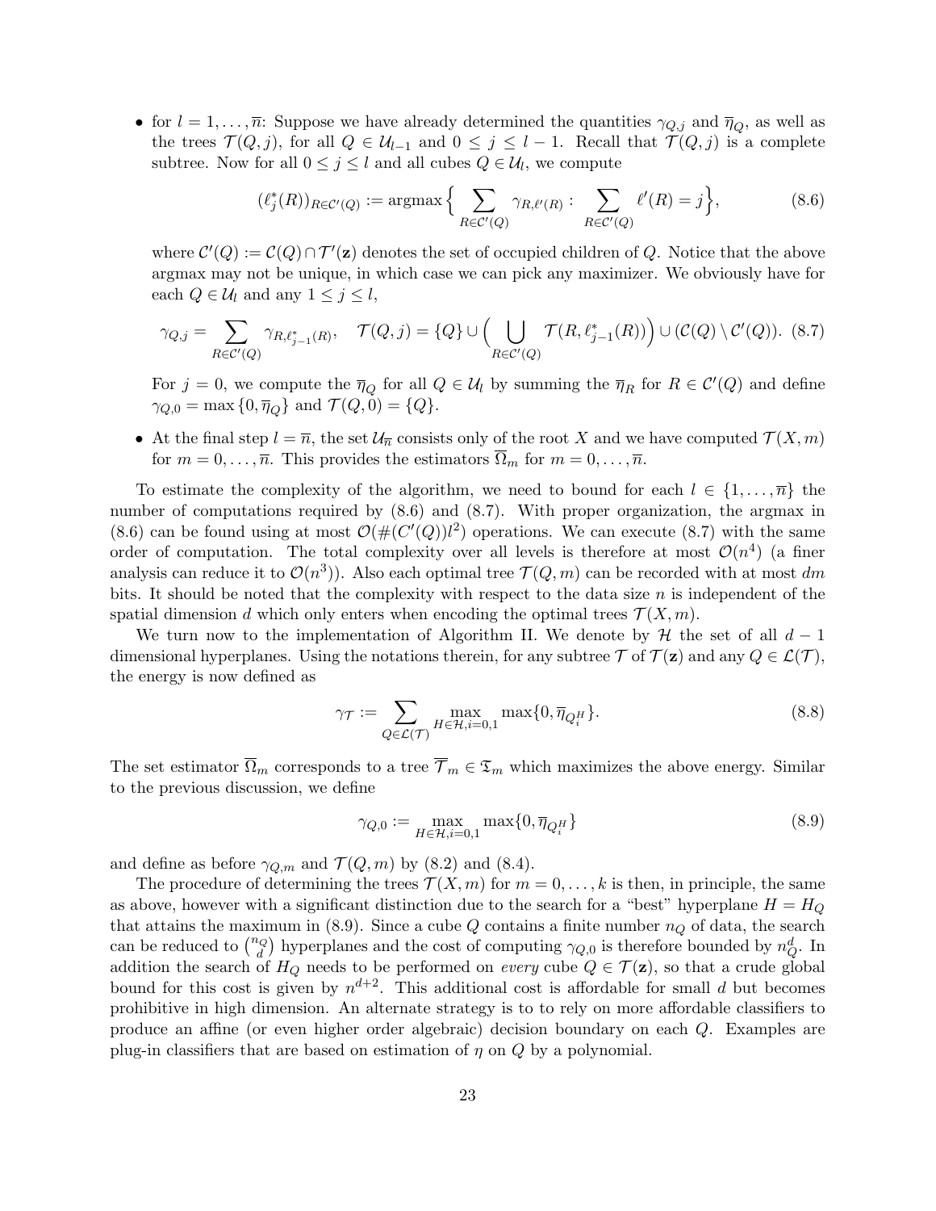- for $l = 1, \dots, \overline{n}$: Suppose we have already determined the quantities $\gamma_{Q,j}$ and $\overline{\eta}_Q$, as well as the trees $\mathcal{T}(Q,j)$, for all $Q \in \mathcal{U}_{l-1}$ and $0 \le j \le l-1$. Recall that $\mathcal{T}(Q,j)$ is a complete subtree. Now for all $0 \le j \le l$ and all cubes $Q \in \mathcal{U}_l$, we compute

$$(\ell_j^*(R))_{R \in \mathcal{C}'(Q)} := \operatorname{argmax} \Big\{ \sum_{R \in \mathcal{C}'(Q)} \gamma_{R,\ell'(R)} : \sum_{R \in \mathcal{C}'(Q)} \ell'(R) = j \Big\}, \tag{8.6}$$

  where $\mathcal{C}'(Q) := \mathcal{C}(Q) \cap \mathcal{T}'(\mathbf{z})$ denotes the set of occupied children of $Q$. Notice that the above argmax may not be unique, in which case we can pick any maximizer. We obviously have for each $Q \in \mathcal{U}_l$ and any $1 \le j \le l$,

$$\gamma_{Q,j} = \sum_{R \in \mathcal{C}'(Q)} \gamma_{R,\ell_{j-1}^*(R)}, \quad \mathcal{T}(Q,j) = \{Q\} \cup \Big( \bigcup_{R \in \mathcal{C}'(Q)} \mathcal{T}(R, \ell_{j-1}^*(R)) \Big) \cup (\mathcal{C}(Q) \setminus \mathcal{C}'(Q)). \tag{8.7}$$

  For $j = 0$, we compute the $\overline{\eta}_Q$ for all $Q \in \mathcal{U}_l$ by summing the $\overline{\eta}_R$ for $R \in \mathcal{C}'(Q)$ and define $\gamma_{Q,0} = \max\{0, \overline{\eta}_Q\}$ and $\mathcal{T}(Q,0) = \{Q\}$.

- At the final step $l = \overline{n}$, the set $\mathcal{U}_{\overline{n}}$ consists only of the root $X$ and we have computed $\mathcal{T}(X,m)$ for $m = 0, \dots, \overline{n}$. This provides the estimators $\overline{\Omega}_m$ for $m = 0, \dots, \overline{n}$.

To estimate the complexity of the algorithm, we need to bound for each $l \in \{1, \dots, \overline{n}\}$ the number of computations required by (8.6) and (8.7). With proper organization, the argmax in (8.6) can be found using at most $\mathcal{O}(\#(C'(Q))l^2)$ operations. We can execute (8.7) with the same order of computation. The total complexity over all levels is therefore at most $\mathcal{O}(n^4)$ (a finer analysis can reduce it to $\mathcal{O}(n^3)$). Also each optimal tree $\mathcal{T}(Q,m)$ can be recorded with at most $dm$ bits. It should be noted that the complexity with respect to the data size $n$ is independent of the spatial dimension $d$ which only enters when encoding the optimal trees $\mathcal{T}(X,m)$.

We turn now to the implementation of Algorithm II. We denote by $\mathcal{H}$ the set of all $d-1$ dimensional hyperplanes. Using the notations therein, for any subtree $\mathcal{T}$ of $\mathcal{T}(\mathbf{z})$ and any $Q \in \mathcal{L}(\mathcal{T})$, the energy is now defined as

$$\gamma_{\mathcal{T}} := \sum_{Q \in \mathcal{L}(\mathcal{T})} \max_{H \in \mathcal{H}, i=0,1} \max\{0, \overline{\eta}_{Q_i^H}\}. \tag{8.8}$$

The set estimator $\overline{\Omega}_m$ corresponds to a tree $\overline{\mathcal{T}}_m \in \mathfrak{T}_m$ which maximizes the above energy. Similar to the previous discussion, we define

$$\gamma_{Q,0} := \max_{H \in \mathcal{H}, i=0,1} \max\{0, \overline{\eta}_{Q_i^H}\} \tag{8.9}$$

and define as before $\gamma_{Q,m}$ and $\mathcal{T}(Q,m)$ by (8.2) and (8.4).

The procedure of determining the trees $\mathcal{T}(X,m)$ for $m = 0, \dots, k$ is then, in principle, the same as above, however with a significant distinction due to the search for a "best" hyperplane $H = H_Q$ that attains the maximum in (8.9). Since a cube $Q$ contains a finite number $n_Q$ of data, the search can be reduced to $\binom{n_Q}{d}$ hyperplanes and the cost of computing $\gamma_{Q,0}$ is therefore bounded by $n_Q^d$. In addition the search of $H_Q$ needs to be performed on *every* cube $Q \in \mathcal{T}(\mathbf{z})$, so that a crude global bound for this cost is given by $n^{d+2}$. This additional cost is affordable for small $d$ but becomes prohibitive in high dimension. An alternate strategy is to to rely on more affordable classifiers to produce an affine (or even higher order algebraic) decision boundary on each $Q$. Examples are plug-in classifiers that are based on estimation of $\eta$ on $Q$ by a polynomial.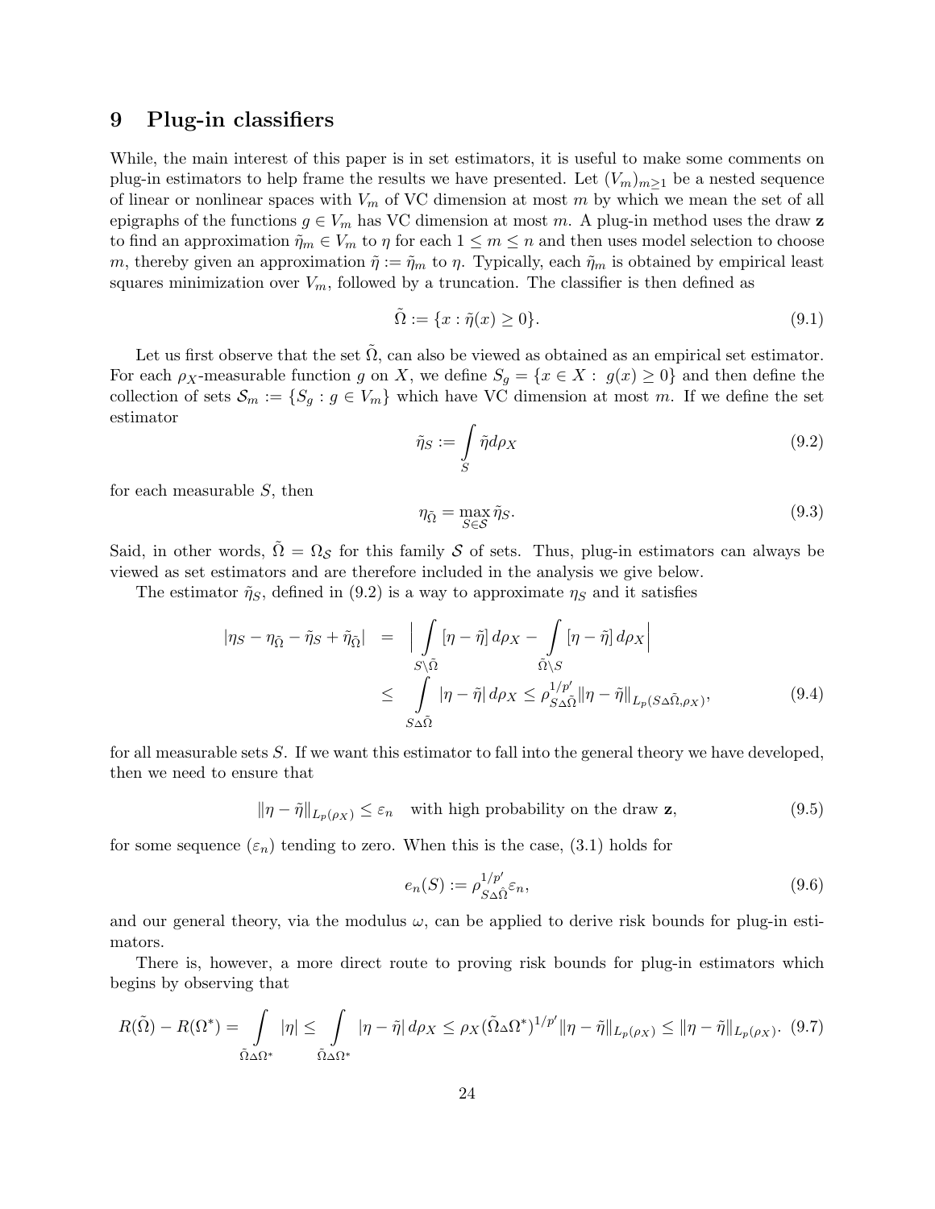## 9 Plug-in classifiers

While, the main interest of this paper is in set estimators, it is useful to make some comments on plug-in estimators to help frame the results we have presented. Let $(V_m)_{m\geq 1}$ be a nested sequence of linear or nonlinear spaces with $V_m$ of VC dimension at most $m$ by which we mean the set of all epigraphs of the functions $g \in V_m$ has VC dimension at most $m$. A plug-in method uses the draw $\mathbf{z}$ to find an approximation $\tilde{\eta}_m \in V_m$ to $\eta$ for each $1 \leq m \leq n$ and then uses model selection to choose $m$, thereby given an approximation $\tilde{\eta} := \tilde{\eta}_m$ to $\eta$. Typically, each $\tilde{\eta}_m$ is obtained by empirical least squares minimization over $V_m$, followed by a truncation. The classifier is then defined as

$$\tilde{\Omega} := \{x : \tilde{\eta}(x) \geq 0\}. \tag{9.1}$$

Let us first observe that the set $\tilde{\Omega}$, can also be viewed as obtained as an empirical set estimator. For each $\rho_X$-measurable function $g$ on $X$, we define $S_g = \{x \in X : \ g(x) \geq 0\}$ and then define the collection of sets $\mathcal{S}_m := \{S_g : g \in V_m\}$ which have VC dimension at most $m$. If we define the set estimator

$$\tilde{\eta}_S := \int\limits_S \tilde{\eta} d\rho_X \tag{9.2}$$

for each measurable $S$, then

$$\eta_{\tilde{\Omega}} = \max_{S\in\mathcal{S}} \tilde{\eta}_S. \tag{9.3}$$

Said, in other words, $\tilde{\Omega} = \Omega_{\mathcal{S}}$ for this family $\mathcal{S}$ of sets. Thus, plug-in estimators can always be viewed as set estimators and are therefore included in the analysis we give below.

The estimator $\tilde{\eta}_S$, defined in (9.2) is a way to approximate $\eta_S$ and it satisfies

$$\begin{aligned} |\eta_S - \eta_{\tilde{\Omega}} - \tilde{\eta}_S + \tilde{\eta}_{\tilde{\Omega}}| &= \Big| \int\limits_{S\setminus\tilde{\Omega}} [\eta - \tilde{\eta}]\, d\rho_X - \int\limits_{\tilde{\Omega}\setminus S} [\eta - \tilde{\eta}]\, d\rho_X \Big| \\ &\leq \int\limits_{S\Delta\tilde{\Omega}} |\eta - \tilde{\eta}|\, d\rho_X \leq \rho_{S\Delta\tilde{\Omega}}^{1/p'} \|\eta - \tilde{\eta}\|_{L_p(S\Delta\tilde{\Omega},\rho_X)}, \end{aligned} \tag{9.4}$$

for all measurable sets $S$. If we want this estimator to fall into the general theory we have developed, then we need to ensure that

$$\|\eta - \tilde{\eta}\|_{L_p(\rho_X)} \leq \varepsilon_n \quad \text{with high probability on the draw } \mathbf{z}, \tag{9.5}$$

for some sequence $(\varepsilon_n)$ tending to zero. When this is the case, (3.1) holds for

$$e_n(S) := \rho_{S\Delta\hat{\Omega}}^{1/p'} \varepsilon_n, \tag{9.6}$$

and our general theory, via the modulus $\omega$, can be applied to derive risk bounds for plug-in estimators.

There is, however, a more direct route to proving risk bounds for plug-in estimators which begins by observing that

$$R(\tilde{\Omega}) - R(\Omega^*) = \int\limits_{\tilde{\Omega}\Delta\Omega^*} |\eta| \leq \int\limits_{\tilde{\Omega}\Delta\Omega^*} |\eta - \tilde{\eta}|\, d\rho_X \leq \rho_X(\tilde{\Omega}\Delta\Omega^*)^{1/p'} \|\eta - \tilde{\eta}\|_{L_p(\rho_X)} \leq \|\eta - \tilde{\eta}\|_{L_p(\rho_X)}. \tag{9.7}$$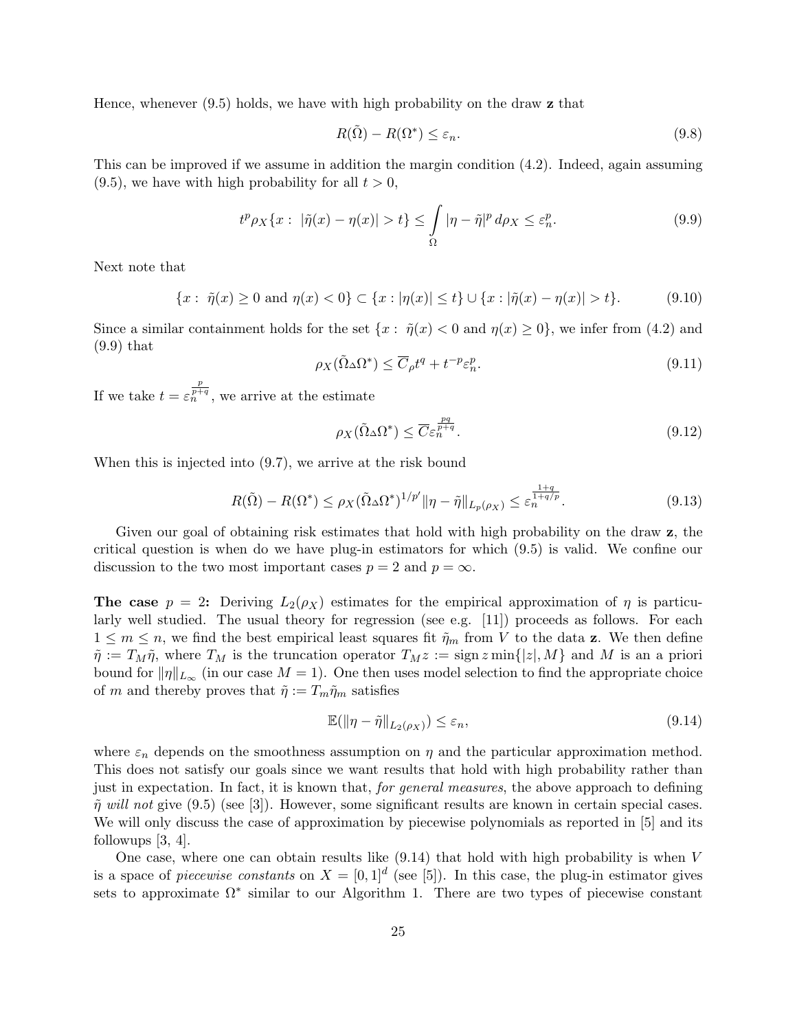Hence, whenever (9.5) holds, we have with high probability on the draw $\mathbf{z}$ that

$$R(\tilde{\Omega}) - R(\Omega^*) \leq \varepsilon_n. \tag{9.8}$$

This can be improved if we assume in addition the margin condition (4.2). Indeed, again assuming (9.5), we have with high probability for all $t > 0$,

$$t^p \rho_X\{x : \ |\tilde{\eta}(x) - \eta(x)| > t\} \leq \int_\Omega |\eta - \tilde{\eta}|^p \, d\rho_X \leq \varepsilon_n^p. \tag{9.9}$$

Next note that

$$\{x : \ \tilde{\eta}(x) \geq 0 \text{ and } \eta(x) < 0\} \subset \{x : |\eta(x)| \leq t\} \cup \{x : |\tilde{\eta}(x) - \eta(x)| > t\}. \tag{9.10}$$

Since a similar containment holds for the set $\{x : \ \tilde{\eta}(x) < 0 \text{ and } \eta(x) \geq 0\}$, we infer from (4.2) and (9.9) that

$$\rho_X(\tilde{\Omega}\Delta\Omega^*) \leq \overline{C}_\rho t^q + t^{-p}\varepsilon_n^p. \tag{9.11}$$

If we take $t = \varepsilon_n^{\frac{p}{p+q}}$, we arrive at the estimate

$$\rho_X(\tilde{\Omega}\Delta\Omega^*) \leq \overline{C}\varepsilon_n^{\frac{pq}{p+q}}. \tag{9.12}$$

When this is injected into (9.7), we arrive at the risk bound

$$R(\tilde{\Omega}) - R(\Omega^*) \leq \rho_X(\tilde{\Omega}\Delta\Omega^*)^{1/p'} \|\eta - \tilde{\eta}\|_{L_p(\rho_X)} \leq \varepsilon_n^{\frac{1+q}{1+q/p}}. \tag{9.13}$$

Given our goal of obtaining risk estimates that hold with high probability on the draw $\mathbf{z}$, the critical question is when do we have plug-in estimators for which (9.5) is valid. We confine our discussion to the two most important cases $p = 2$ and $p = \infty$.

**The case $p = 2$:** Deriving $L_2(\rho_X)$ estimates for the empirical approximation of $\eta$ is particularly well studied. The usual theory for regression (see e.g. [11]) proceeds as follows. For each $1 \leq m \leq n$, we find the best empirical least squares fit $\tilde{\eta}_m$ from $V$ to the data $\mathbf{z}$. We then define $\tilde{\eta} := T_M\tilde{\eta}$, where $T_M$ is the truncation operator $T_M z := \operatorname{sign} z \min\{|z|, M\}$ and $M$ is an a priori bound for $\|\eta\|_{L_\infty}$ (in our case $M = 1$). One then uses model selection to find the appropriate choice of $m$ and thereby proves that $\tilde{\eta} := T_m\tilde{\eta}_m$ satisfies

$$\mathbb{E}(\|\eta - \tilde{\eta}\|_{L_2(\rho_X)}) \leq \varepsilon_n, \tag{9.14}$$

where $\varepsilon_n$ depends on the smoothness assumption on $\eta$ and the particular approximation method. This does not satisfy our goals since we want results that hold with high probability rather than just in expectation. In fact, it is known that, *for general measures*, the above approach to defining $\tilde{\eta}$ *will not* give (9.5) (see [3]). However, some significant results are known in certain special cases. We will only discuss the case of approximation by piecewise polynomials as reported in [5] and its followups [3, 4].

One case, where one can obtain results like (9.14) that hold with high probability is when $V$ is a space of *piecewise constants* on $X = [0,1]^d$ (see [5]). In this case, the plug-in estimator gives sets to approximate $\Omega^*$ similar to our Algorithm 1. There are two types of piecewise constant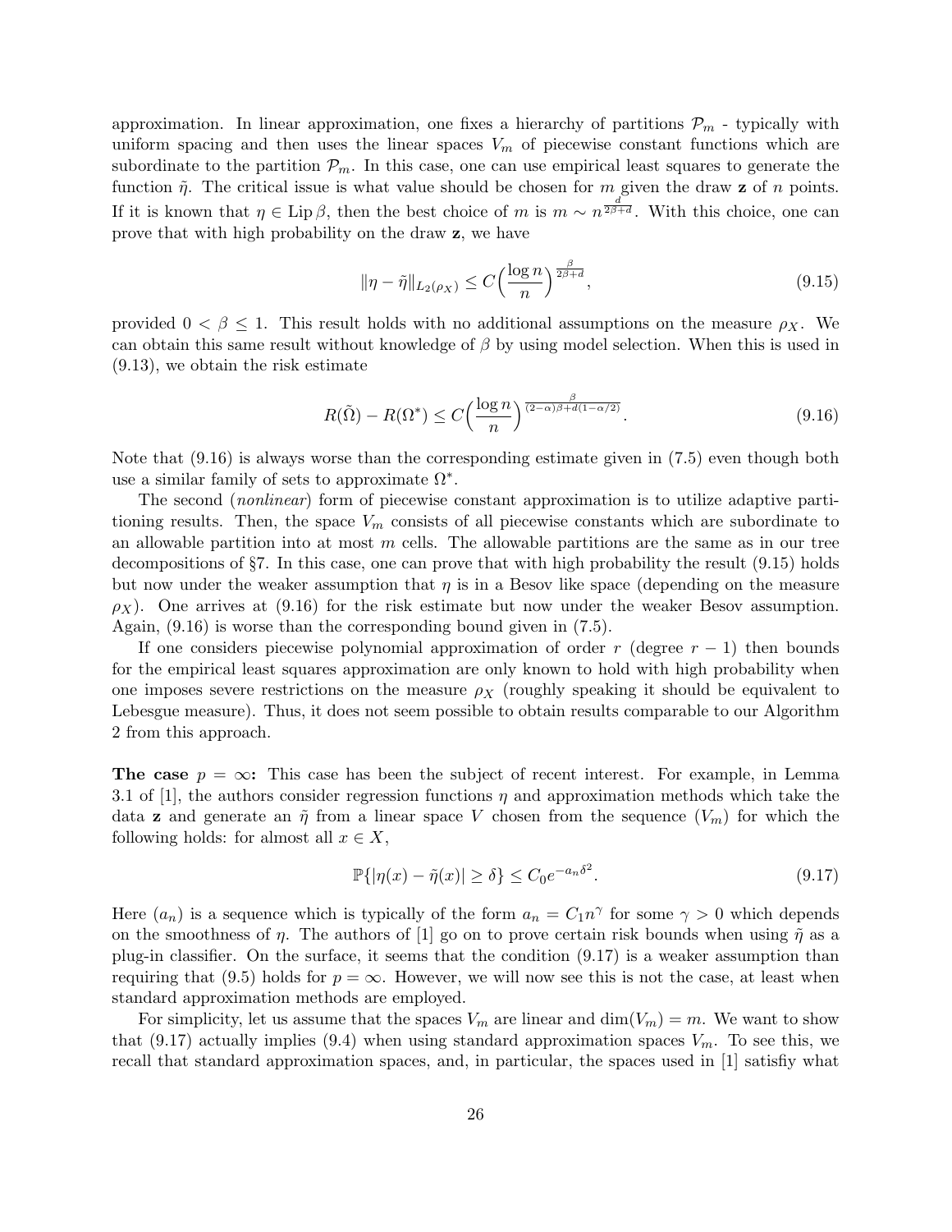approximation. In linear approximation, one fixes a hierarchy of partitions $\mathcal{P}_m$ - typically with uniform spacing and then uses the linear spaces $V_m$ of piecewise constant functions which are subordinate to the partition $\mathcal{P}_m$. In this case, one can use empirical least squares to generate the function $\tilde{\eta}$. The critical issue is what value should be chosen for $m$ given the draw $\mathbf{z}$ of $n$ points. If it is known that $\eta \in \mathrm{Lip}\,\beta$, then the best choice of $m$ is $m \sim n^{\frac{d}{2\beta+d}}$. With this choice, one can prove that with high probability on the draw $\mathbf{z}$, we have

$$\|\eta - \tilde{\eta}\|_{L_2(\rho_X)} \leq C\Big(\frac{\log n}{n}\Big)^{\frac{\beta}{2\beta+d}}, \tag{9.15}$$

provided $0 < \beta \leq 1$. This result holds with no additional assumptions on the measure $\rho_X$. We can obtain this same result without knowledge of $\beta$ by using model selection. When this is used in (9.13), we obtain the risk estimate

$$R(\tilde{\Omega}) - R(\Omega^*) \leq C\Big(\frac{\log n}{n}\Big)^{\frac{\beta}{(2-\alpha)\beta + d(1-\alpha/2)}}. \tag{9.16}$$

Note that (9.16) is always worse than the corresponding estimate given in (7.5) even though both use a similar family of sets to approximate $\Omega^*$.

The second (*nonlinear*) form of piecewise constant approximation is to utilize adaptive partitioning results. Then, the space $V_m$ consists of all piecewise constants which are subordinate to an allowable partition into at most $m$ cells. The allowable partitions are the same as in our tree decompositions of §7. In this case, one can prove that with high probability the result (9.15) holds but now under the weaker assumption that $\eta$ is in a Besov like space (depending on the measure $\rho_X$). One arrives at (9.16) for the risk estimate but now under the weaker Besov assumption. Again, (9.16) is worse than the corresponding bound given in (7.5).

If one considers piecewise polynomial approximation of order $r$ (degree $r-1$) then bounds for the empirical least squares approximation are only known to hold with high probability when one imposes severe restrictions on the measure $\rho_X$ (roughly speaking it should be equivalent to Lebesgue measure). Thus, it does not seem possible to obtain results comparable to our Algorithm 2 from this approach.

**The case $p = \infty$:** This case has been the subject of recent interest. For example, in Lemma 3.1 of [1], the authors consider regression functions $\eta$ and approximation methods which take the data $\mathbf{z}$ and generate an $\tilde{\eta}$ from a linear space $V$ chosen from the sequence $(V_m)$ for which the following holds: for almost all $x \in X$,

$$\mathbb{P}\{|\eta(x) - \tilde{\eta}(x)| \geq \delta\} \leq C_0 e^{-a_n \delta^2}. \tag{9.17}$$

Here $(a_n)$ is a sequence which is typically of the form $a_n = C_1 n^\gamma$ for some $\gamma > 0$ which depends on the smoothness of $\eta$. The authors of [1] go on to prove certain risk bounds when using $\tilde{\eta}$ as a plug-in classifier. On the surface, it seems that the condition (9.17) is a weaker assumption than requiring that (9.5) holds for $p = \infty$. However, we will now see this is not the case, at least when standard approximation methods are employed.

For simplicity, let us assume that the spaces $V_m$ are linear and $\dim(V_m) = m$. We want to show that (9.17) actually implies (9.4) when using standard approximation spaces $V_m$. To see this, we recall that standard approximation spaces, and, in particular, the spaces used in [1] satisfiy what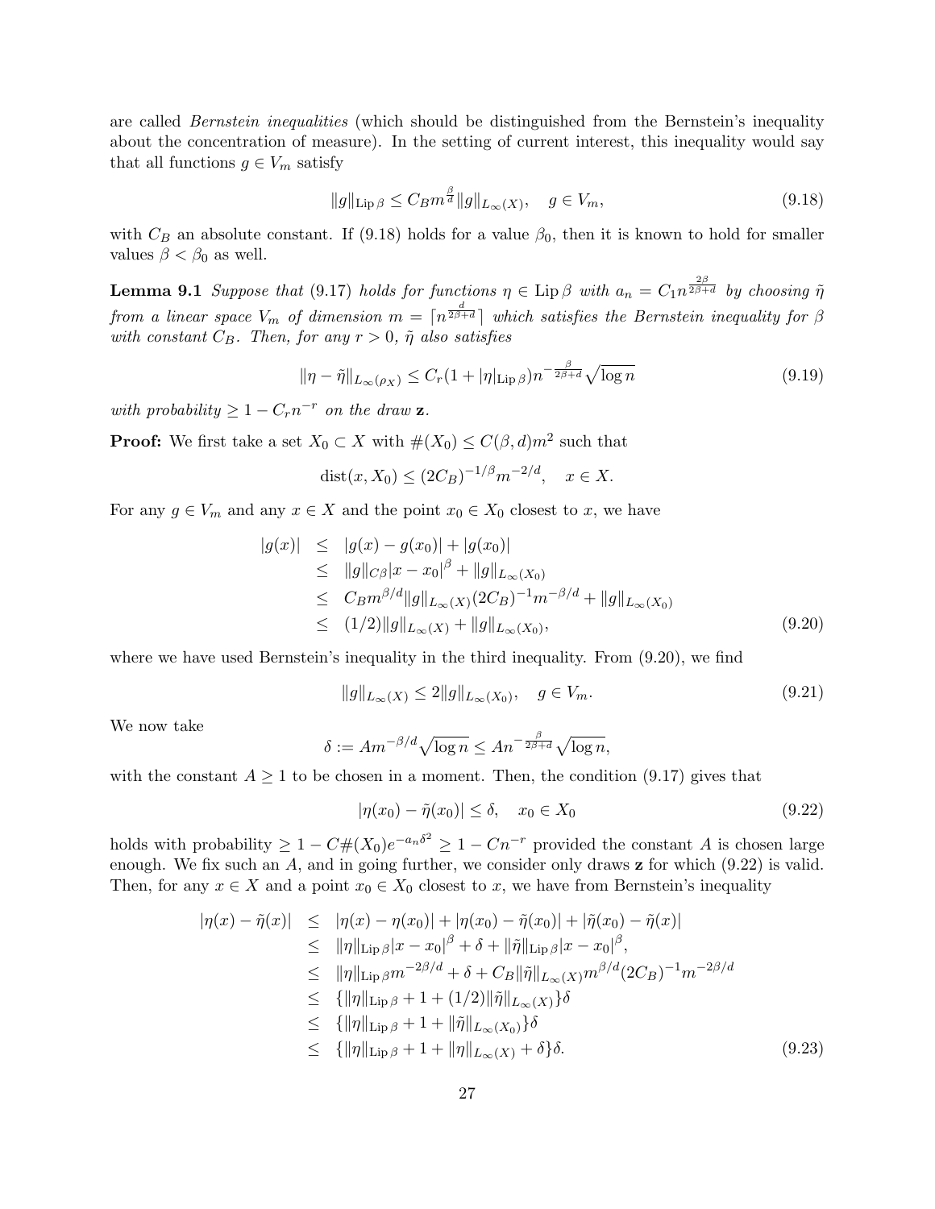are called *Bernstein inequalities* (which should be distinguished from the Bernstein's inequality about the concentration of measure). In the setting of current interest, this inequality would say that all functions $g \in V_m$ satisfy

$$\|g\|_{\mathrm{Lip}\,\beta} \leq C_B m^{\frac{\beta}{d}} \|g\|_{L_\infty(X)}, \quad g \in V_m, \tag{9.18}$$

with $C_B$ an absolute constant. If (9.18) holds for a value $\beta_0$, then it is known to hold for smaller values $\beta < \beta_0$ as well.

**Lemma 9.1** *Suppose that* (9.17) *holds for functions* $\eta \in \mathrm{Lip}\,\beta$ *with* $a_n = C_1 n^{\frac{2\beta}{2\beta+d}}$ *by choosing* $\tilde{\eta}$ *from a linear space* $V_m$ *of dimension* $m = \lceil n^{\frac{d}{2\beta+d}} \rceil$ *which satisfies the Bernstein inequality for* $\beta$ *with constant* $C_B$*. Then, for any* $r > 0$*,* $\tilde{\eta}$ *also satisfies*

$$\|\eta - \tilde{\eta}\|_{L_\infty(\rho_X)} \leq C_r(1 + |\eta|_{\mathrm{Lip}\,\beta}) n^{-\frac{\beta}{2\beta+d}} \sqrt{\log n} \tag{9.19}$$

*with probability* $\geq 1 - C_r n^{-r}$ *on the draw* $\mathbf{z}$*.*

**Proof:** We first take a set $X_0 \subset X$ with $\#(X_0) \leq C(\beta, d) m^2$ such that

$$\mathrm{dist}(x, X_0) \leq (2C_B)^{-1/\beta} m^{-2/d}, \quad x \in X.$$

For any $g \in V_m$ and any $x \in X$ and the point $x_0 \in X_0$ closest to $x$, we have

$$\begin{aligned}
|g(x)| &\leq |g(x) - g(x_0)| + |g(x_0)| \\
&\leq \|g\|_{C^\beta} |x - x_0|^\beta + \|g\|_{L_\infty(X_0)} \\
&\leq C_B m^{\beta/d} \|g\|_{L_\infty(X)} (2C_B)^{-1} m^{-\beta/d} + \|g\|_{L_\infty(X_0)} \\
&\leq (1/2)\|g\|_{L_\infty(X)} + \|g\|_{L_\infty(X_0)},
\end{aligned} \tag{9.20}$$

where we have used Bernstein's inequality in the third inequality. From (9.20), we find

$$\|g\|_{L_\infty(X)} \leq 2\|g\|_{L_\infty(X_0)}, \quad g \in V_m. \tag{9.21}$$

We now take

$$\delta := A m^{-\beta/d} \sqrt{\log n} \leq A n^{-\frac{\beta}{2\beta+d}} \sqrt{\log n},$$

with the constant $A \geq 1$ to be chosen in a moment. Then, the condition (9.17) gives that

$$|\eta(x_0) - \tilde{\eta}(x_0)| \leq \delta, \quad x_0 \in X_0 \tag{9.22}$$

holds with probability $\geq 1 - C\#(X_0) e^{-a_n \delta^2} \geq 1 - Cn^{-r}$ provided the constant $A$ is chosen large enough. We fix such an $A$, and in going further, we consider only draws $\mathbf{z}$ for which (9.22) is valid. Then, for any $x \in X$ and a point $x_0 \in X_0$ closest to $x$, we have from Bernstein's inequality

$$\begin{aligned}
|\eta(x) - \tilde{\eta}(x)| &\leq |\eta(x) - \eta(x_0)| + |\eta(x_0) - \tilde{\eta}(x_0)| + |\tilde{\eta}(x_0) - \tilde{\eta}(x)| \\
&\leq \|\eta\|_{\mathrm{Lip}\,\beta} |x - x_0|^\beta + \delta + \|\tilde{\eta}\|_{\mathrm{Lip}\,\beta} |x - x_0|^\beta, \\
&\leq \|\eta\|_{\mathrm{Lip}\,\beta} m^{-2\beta/d} + \delta + C_B \|\tilde{\eta}\|_{L_\infty(X)} m^{\beta/d} (2C_B)^{-1} m^{-2\beta/d} \\
&\leq \{\|\eta\|_{\mathrm{Lip}\,\beta} + 1 + (1/2)\|\tilde{\eta}\|_{L_\infty(X)}\}\delta \\
&\leq \{\|\eta\|_{\mathrm{Lip}\,\beta} + 1 + \|\tilde{\eta}\|_{L_\infty(X_0)}\}\delta \\
&\leq \{\|\eta\|_{\mathrm{Lip}\,\beta} + 1 + \|\eta\|_{L_\infty(X)} + \delta\}\delta.
\end{aligned} \tag{9.23}$$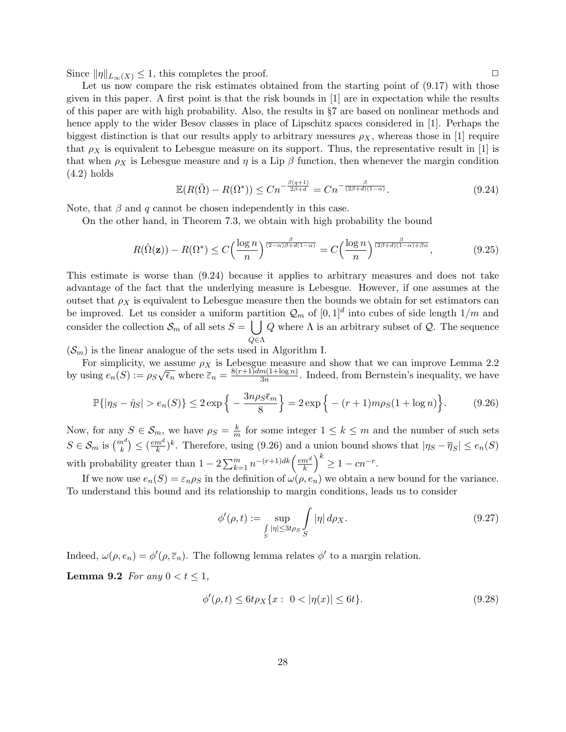Since $\|\eta\|_{L_\infty(X)} \le 1$, this completes the proof. $\Box$

Let us now compare the risk estimates obtained from the starting point of (9.17) with those given in this paper. A first point is that the risk bounds in [1] are in expectation while the results of this paper are with high probability. Also, the results in §7 are based on nonlinear methods and hence apply to the wider Besov classes in place of Lipschitz spaces considered in [1]. Perhaps the biggest distinction is that our results apply to arbitrary messures $\rho_X$, whereas those in [1] require that $\rho_X$ is equivalent to Lebesgue measure on its support. Thus, the representative result in [1] is that when $\rho_X$ is Lebesgue measure and $\eta$ is a Lip $\beta$ function, then whenever the margin condition (4.2) holds

$$\mathbb{E}(R(\tilde{\Omega}) - R(\Omega^*)) \le Cn^{-\frac{\beta(q+1)}{2\beta+d}} = Cn^{-\frac{\beta}{(2\beta+d)(1-\alpha)}}. \tag{9.24}$$

Note, that $\beta$ and $q$ cannot be chosen independently in this case.

On the other hand, in Theorem 7.3, we obtain with high probability the bound

$$R(\hat{\Omega}(\mathbf{z})) - R(\Omega^*) \le C\Big(\frac{\log n}{n}\Big)^{\frac{\beta}{(2-\alpha)\beta+d(1-\alpha)}} = C\Big(\frac{\log n}{n}\Big)^{\frac{\beta}{(2\beta+d)(1-\alpha)+\beta\alpha}}, \tag{9.25}$$

This estimate is worse than (9.24) because it applies to arbitrary measures and does not take advantage of the fact that the underlying measure is Lebesgue. However, if one assumes at the outset that $\rho_X$ is equivalent to Lebesgue measure then the bounds we obtain for set estimators can be improved. Let us consider a uniform partition $\mathcal{Q}_m$ of $[0,1]^d$ into cubes of side length $1/m$ and consider the collection $\mathcal{S}_m$ of all sets $S = \bigcup_{Q\in\Lambda} Q$ where $\Lambda$ is an arbitrary subset of $\mathcal{Q}$. The sequence $(\mathcal{S}_m)$ is the linear analogue of the sets used in Algorithm I.

For simplicity, we assume $\rho_X$ is Lebesgue measure and show that we can improve Lemma 2.2 by using $e_n(S) := \rho_S\sqrt{\bar{\epsilon}_n}$ where $\bar{\varepsilon}_n = \frac{8(r+1)dm(1+\log n)}{3n}$. Indeed, from Bernstein's inequality, we have

$$\mathbb{P}\{|\eta_S - \hat{\eta}_S| > e_n(S)\} \le 2\exp\Big\{-\frac{3n\rho_S\bar{\epsilon}_m}{8}\Big\} = 2\exp\Big\{-(r+1)m\rho_S(1+\log n)\Big\}. \tag{9.26}$$

Now, for any $S \in \mathcal{S}_m$, we have $\rho_S = \frac{k}{m}$ for some integer $1 \le k \le m$ and the number of such sets $S \in \mathcal{S}_m$ is $\binom{m^d}{k} \le (\frac{em^d}{k})^k$. Therefore, using (9.26) and a union bound shows that $|\eta_S - \overline{\eta}_S| \le e_n(S)$ with probability greater than $1 - 2\sum_{k=1}^m n^{-(r+1)dk}\Big(\frac{em^d}{k}\Big)^k \ge 1 - cn^{-r}$.

If we now use $e_n(S) = \varepsilon_n\rho_S$ in the definition of $\omega(\rho, e_n)$ we obtain a new bound for the variance. To understand this bound and its relationship to margin conditions, leads us to consider

$$\phi'(\rho, t) := \sup_{\int_S |\eta| \le 3t\rho_S} \int_S |\eta|\, d\rho_X. \tag{9.27}$$

Indeed, $\omega(\rho, e_n) = \phi'(\rho, \overline{\varepsilon}_n)$. The followng lemma relates $\phi'$ to a margin relation.

**Lemma 9.2** *For any $0 < t \le 1$,*

$$\phi'(\rho, t) \le 6t\rho_X\{x :\ 0 < |\eta(x)| \le 6t\}. \tag{9.28}$$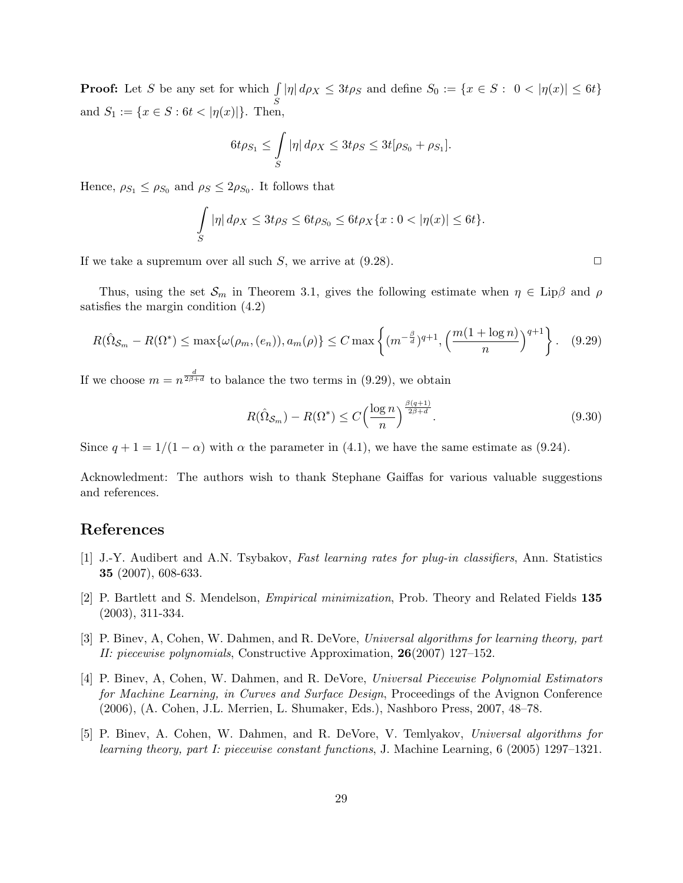**Proof:** Let $S$ be any set for which $\int_S |\eta|\, d\rho_X \le 3t\rho_S$ and define $S_0 := \{x \in S : \; 0 < |\eta(x)| \le 6t\}$ and $S_1 := \{x \in S : 6t < |\eta(x)|\}$. Then,

$$6t\rho_{S_1} \le \int_S |\eta|\, d\rho_X \le 3t\rho_S \le 3t[\rho_{S_0} + \rho_{S_1}].$$

Hence, $\rho_{S_1} \le \rho_{S_0}$ and $\rho_S \le 2\rho_{S_0}$. It follows that

$$\int_S |\eta|\, d\rho_X \le 3t\rho_S \le 6t\rho_{S_0} \le 6t\rho_X\{x : 0 < |\eta(x)| \le 6t\}.$$

If we take a supremum over all such $S$, we arrive at (9.28). $\Box$

Thus, using the set $\mathcal{S}_m$ in Theorem 3.1, gives the following estimate when $\eta \in \mathrm{Lip}\beta$ and $\rho$ satisfies the margin condition (4.2)

$$R(\hat{\Omega}_{\mathcal{S}_m} - R(\Omega^*) \le \max\{\omega(\rho_m, (e_n)), a_m(\rho)\} \le C \max\left\{(m^{-\frac{\beta}{d}})^{q+1}, \Big(\frac{m(1+\log n)}{n}\Big)^{q+1}\right\}. \quad (9.29)$$

If we choose $m = n^{\frac{d}{2\beta+d}}$ to balance the two terms in (9.29), we obtain

$$R(\hat{\Omega}_{\mathcal{S}_m}) - R(\Omega^*) \le C\Big(\frac{\log n}{n}\Big)^{\frac{\beta(q+1)}{2\beta+d}}. \quad (9.30)$$

Since $q + 1 = 1/(1-\alpha)$ with $\alpha$ the parameter in (4.1), we have the same estimate as (9.24).

Acknowledment: The authors wish to thank Stephane Gaiffas for various valuable suggestions and references.

# References

[1] J.-Y. Audibert and A.N. Tsybakov, *Fast learning rates for plug-in classifiers*, Ann. Statistics **35** (2007), 608-633.

[2] P. Bartlett and S. Mendelson, *Empirical minimization*, Prob. Theory and Related Fields **135** (2003), 311-334.

[3] P. Binev, A, Cohen, W. Dahmen, and R. DeVore, *Universal algorithms for learning theory, part II: piecewise polynomials*, Constructive Approximation, **26**(2007) 127–152.

[4] P. Binev, A, Cohen, W. Dahmen, and R. DeVore, *Universal Piecewise Polynomial Estimators for Machine Learning, in Curves and Surface Design*, Proceedings of the Avignon Conference (2006), (A. Cohen, J.L. Merrien, L. Shumaker, Eds.), Nashboro Press, 2007, 48–78.

[5] P. Binev, A. Cohen, W. Dahmen, and R. DeVore, V. Temlyakov, *Universal algorithms for learning theory, part I: piecewise constant functions*, J. Machine Learning, 6 (2005) 1297–1321.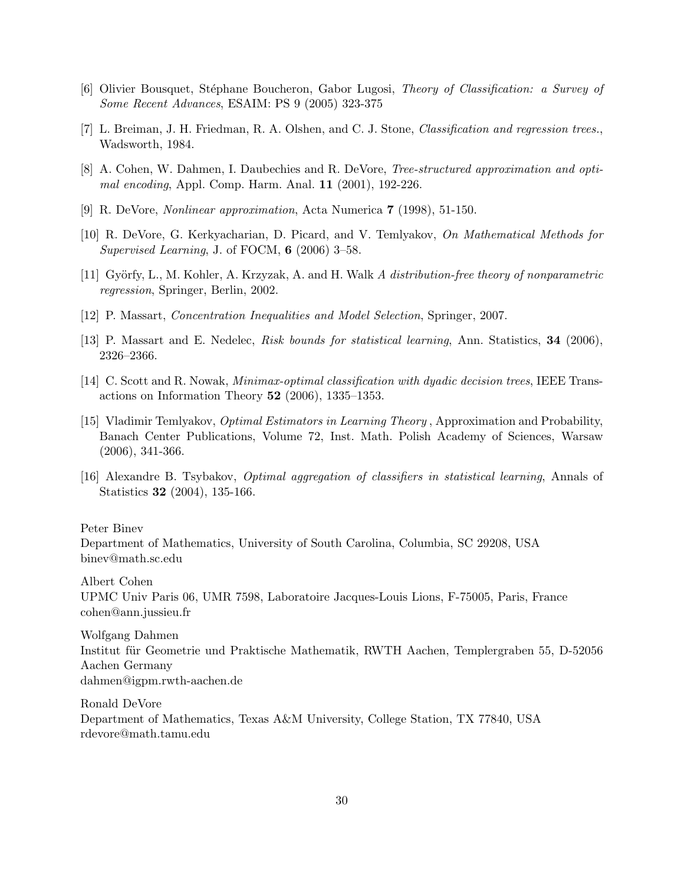[6] Olivier Bousquet, Stéphane Boucheron, Gabor Lugosi, *Theory of Classification: a Survey of Some Recent Advances*, ESAIM: PS 9 (2005) 323-375

[7] L. Breiman, J. H. Friedman, R. A. Olshen, and C. J. Stone, *Classification and regression trees.*, Wadsworth, 1984.

[8] A. Cohen, W. Dahmen, I. Daubechies and R. DeVore, *Tree-structured approximation and optimal encoding*, Appl. Comp. Harm. Anal. **11** (2001), 192-226.

[9] R. DeVore, *Nonlinear approximation*, Acta Numerica **7** (1998), 51-150.

[10] R. DeVore, G. Kerkyacharian, D. Picard, and V. Temlyakov, *On Mathematical Methods for Supervised Learning*, J. of FOCM, **6** (2006) 3–58.

[11] Györfy, L., M. Kohler, A. Krzyzak, A. and H. Walk *A distribution-free theory of nonparametric regression*, Springer, Berlin, 2002.

[12] P. Massart, *Concentration Inequalities and Model Selection*, Springer, 2007.

[13] P. Massart and E. Nedelec, *Risk bounds for statistical learning*, Ann. Statistics, **34** (2006), 2326–2366.

[14] C. Scott and R. Nowak, *Minimax-optimal classification with dyadic decision trees*, IEEE Transactions on Information Theory **52** (2006), 1335–1353.

[15] Vladimir Temlyakov, *Optimal Estimators in Learning Theory* , Approximation and Probability, Banach Center Publications, Volume 72, Inst. Math. Polish Academy of Sciences, Warsaw (2006), 341-366.

[16] Alexandre B. Tsybakov, *Optimal aggregation of classifiers in statistical learning*, Annals of Statistics **32** (2004), 135-166.

Peter Binev
Department of Mathematics, University of South Carolina, Columbia, SC 29208, USA
binev@math.sc.edu

Albert Cohen
UPMC Univ Paris 06, UMR 7598, Laboratoire Jacques-Louis Lions, F-75005, Paris, France
cohen@ann.jussieu.fr

Wolfgang Dahmen
Institut für Geometrie und Praktische Mathematik, RWTH Aachen, Templergraben 55, D-52056 Aachen Germany
dahmen@igpm.rwth-aachen.de

Ronald DeVore
Department of Mathematics, Texas A&M University, College Station, TX 77840, USA
rdevore@math.tamu.edu